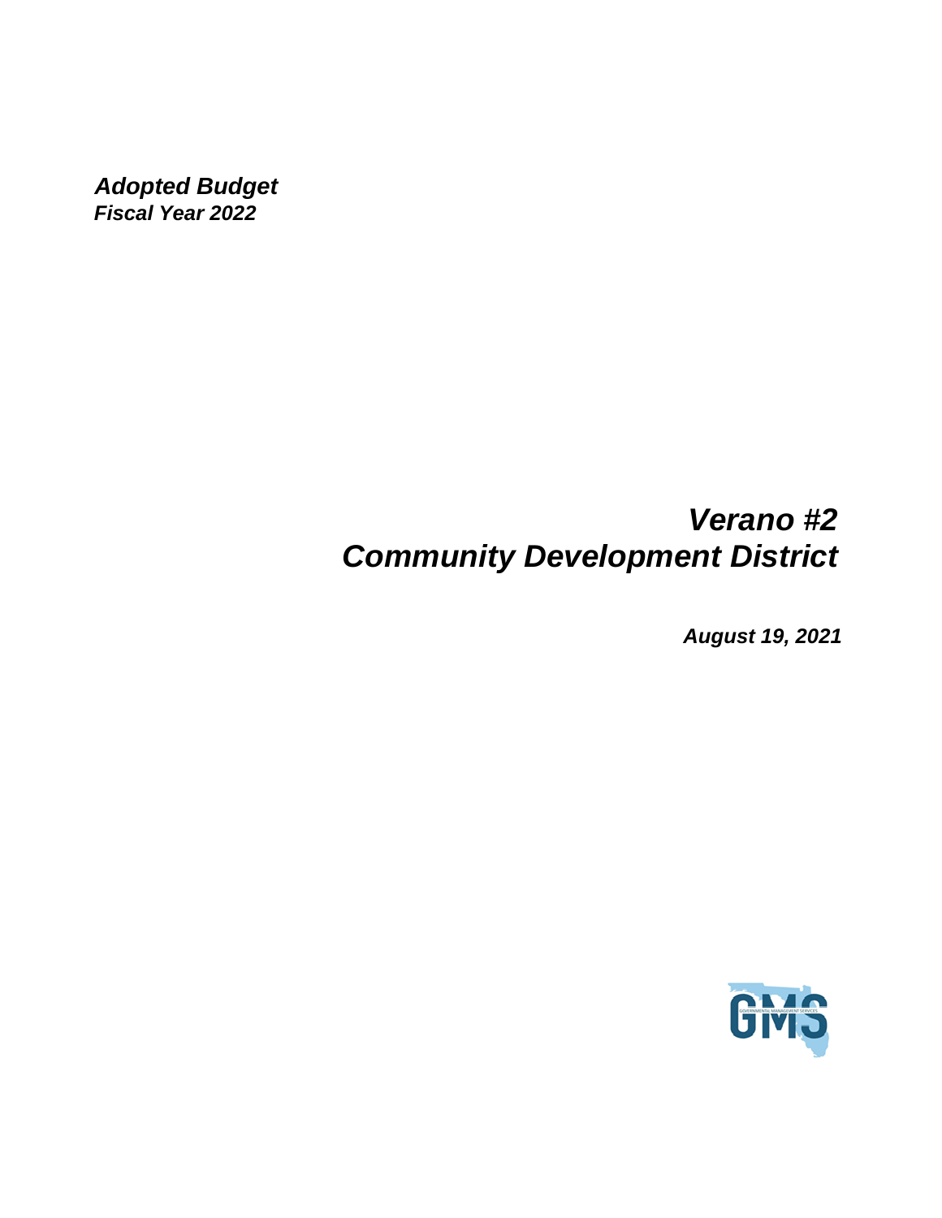***Adopted Budget***
***Fiscal Year 2022***

# *Verano #2*
# *Community Development District*

***August 19, 2021***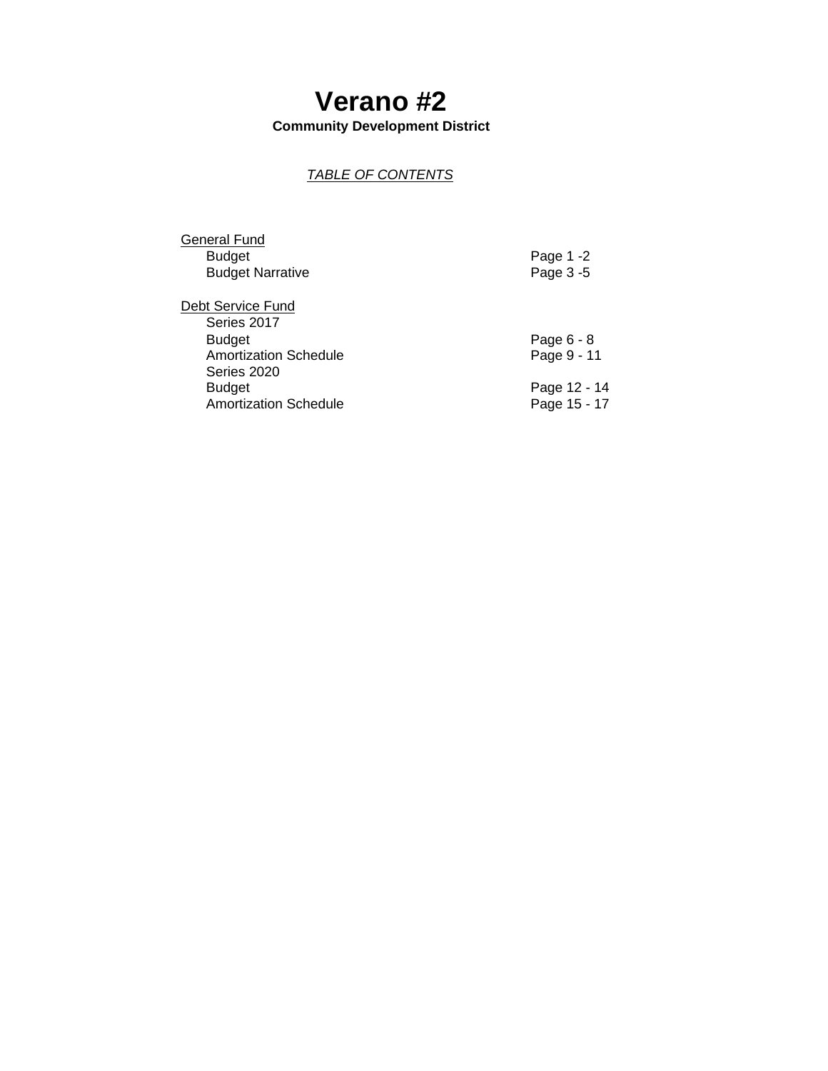# Verano #2

**Community Development District**

*TABLE OF CONTENTS*

| | |
|---|---|
| General Fund | |
| Budget | Page 1 -2 |
| Budget Narrative | Page 3 -5 |
| | |
| Debt Service Fund | |
| Series 2017 | |
| Budget | Page 6 - 8 |
| Amortization Schedule | Page 9 - 11 |
| Series 2020 | |
| Budget | Page 12 - 14 |
| Amortization Schedule | Page 15 - 17 |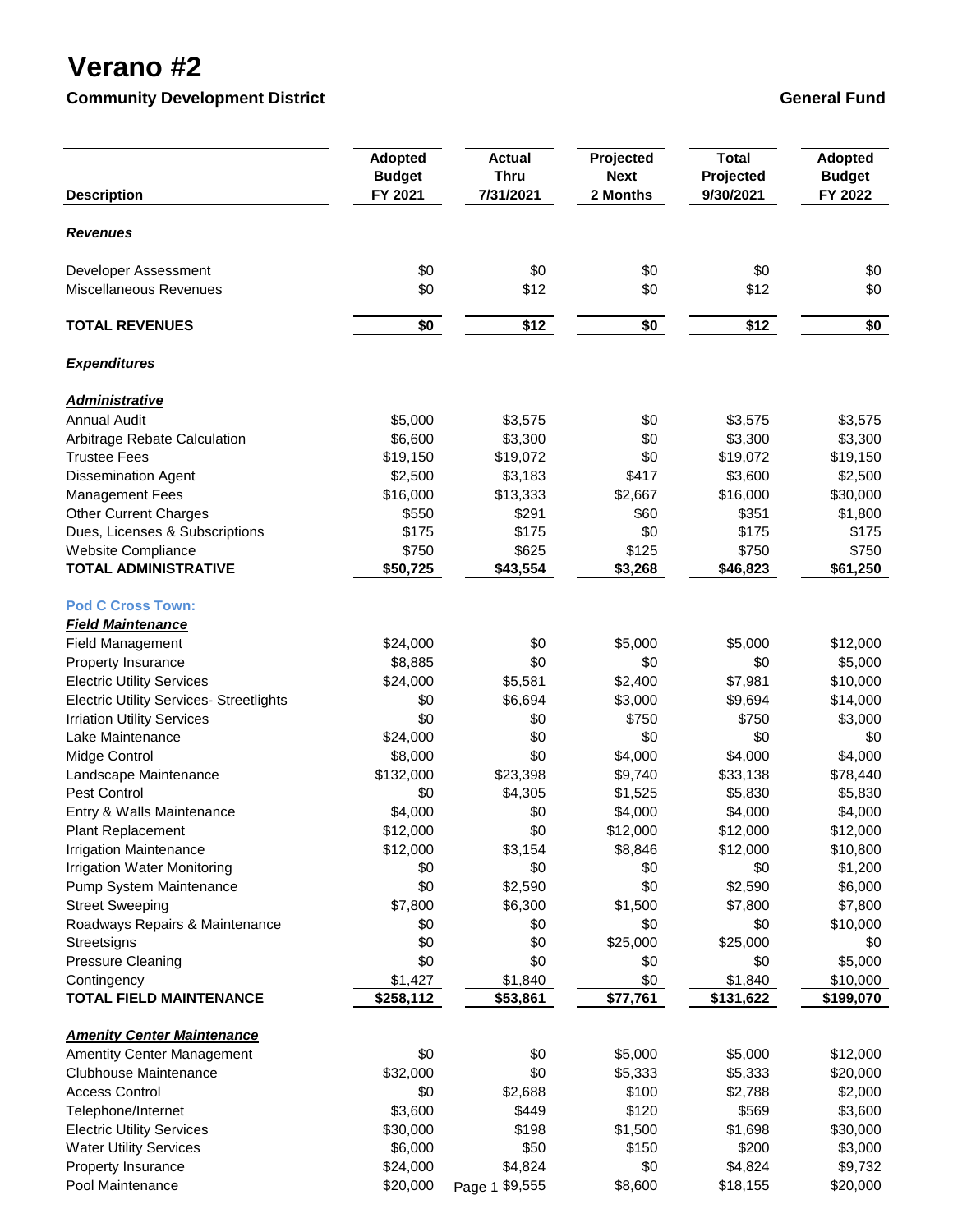# Verano #2

**Community Development District** **General Fund**

| Description | Adopted Budget FY 2021 | Actual Thru 7/31/2021 | Projected Next 2 Months | Total Projected 9/30/2021 | Adopted Budget FY 2022 |
|---|---|---|---|---|---|
| ***Revenues*** | | | | | |
| Developer Assessment | $0 | $0 | $0 | $0 | $0 |
| Miscellaneous Revenues | $0 | $12 | $0 | $12 | $0 |
| **TOTAL REVENUES** | **$0** | **$12** | **$0** | **$12** | **$0** |
| ***Expenditures*** | | | | | |
| ***Administrative*** | | | | | |
| Annual Audit | $5,000 | $3,575 | $0 | $3,575 | $3,575 |
| Arbitrage Rebate Calculation | $6,600 | $3,300 | $0 | $3,300 | $3,300 |
| Trustee Fees | $19,150 | $19,072 | $0 | $19,072 | $19,150 |
| Dissemination Agent | $2,500 | $3,183 | $417 | $3,600 | $2,500 |
| Management Fees | $16,000 | $13,333 | $2,667 | $16,000 | $30,000 |
| Other Current Charges | $550 | $291 | $60 | $351 | $1,800 |
| Dues, Licenses & Subscriptions | $175 | $175 | $0 | $175 | $175 |
| Website Compliance | $750 | $625 | $125 | $750 | $750 |
| **TOTAL ADMINISTRATIVE** | **$50,725** | **$43,554** | **$3,268** | **$46,823** | **$61,250** |
| **Pod C Cross Town:** | | | | | |
| ***Field Maintenance*** | | | | | |
| Field Management | $24,000 | $0 | $5,000 | $5,000 | $12,000 |
| Property Insurance | $8,885 | $0 | $0 | $0 | $5,000 |
| Electric Utility Services | $24,000 | $5,581 | $2,400 | $7,981 | $10,000 |
| Electric Utility Services- Streetlights | $0 | $6,694 | $3,000 | $9,694 | $14,000 |
| Irriation Utility Services | $0 | $0 | $750 | $750 | $3,000 |
| Lake Maintenance | $24,000 | $0 | $0 | $0 | $0 |
| Midge Control | $8,000 | $0 | $4,000 | $4,000 | $4,000 |
| Landscape Maintenance | $132,000 | $23,398 | $9,740 | $33,138 | $78,440 |
| Pest Control | $0 | $4,305 | $1,525 | $5,830 | $5,830 |
| Entry & Walls Maintenance | $4,000 | $0 | $4,000 | $4,000 | $4,000 |
| Plant Replacement | $12,000 | $0 | $12,000 | $12,000 | $12,000 |
| Irrigation Maintenance | $12,000 | $3,154 | $8,846 | $12,000 | $10,800 |
| Irrigation Water Monitoring | $0 | $0 | $0 | $0 | $1,200 |
| Pump System Maintenance | $0 | $2,590 | $0 | $2,590 | $6,000 |
| Street Sweeping | $7,800 | $6,300 | $1,500 | $7,800 | $7,800 |
| Roadways Repairs & Maintenance | $0 | $0 | $0 | $0 | $10,000 |
| Streetsigns | $0 | $0 | $25,000 | $25,000 | $0 |
| Pressure Cleaning | $0 | $0 | $0 | $0 | $5,000 |
| Contingency | $1,427 | $1,840 | $0 | $1,840 | $10,000 |
| **TOTAL FIELD MAINTENANCE** | **$258,112** | **$53,861** | **$77,761** | **$131,622** | **$199,070** |
| ***Amenity Center Maintenance*** | | | | | |
| Amentity Center Management | $0 | $0 | $5,000 | $5,000 | $12,000 |
| Clubhouse Maintenance | $32,000 | $0 | $5,333 | $5,333 | $20,000 |
| Access Control | $0 | $2,688 | $100 | $2,788 | $2,000 |
| Telephone/Internet | $3,600 | $449 | $120 | $569 | $3,600 |
| Electric Utility Services | $30,000 | $198 | $1,500 | $1,698 | $30,000 |
| Water Utility Services | $6,000 | $50 | $150 | $200 | $3,000 |
| Property Insurance | $24,000 | $4,824 | $0 | $4,824 | $9,732 |
| Pool Maintenance | $20,000 | $9,555 | $8,600 | $18,155 | $20,000 |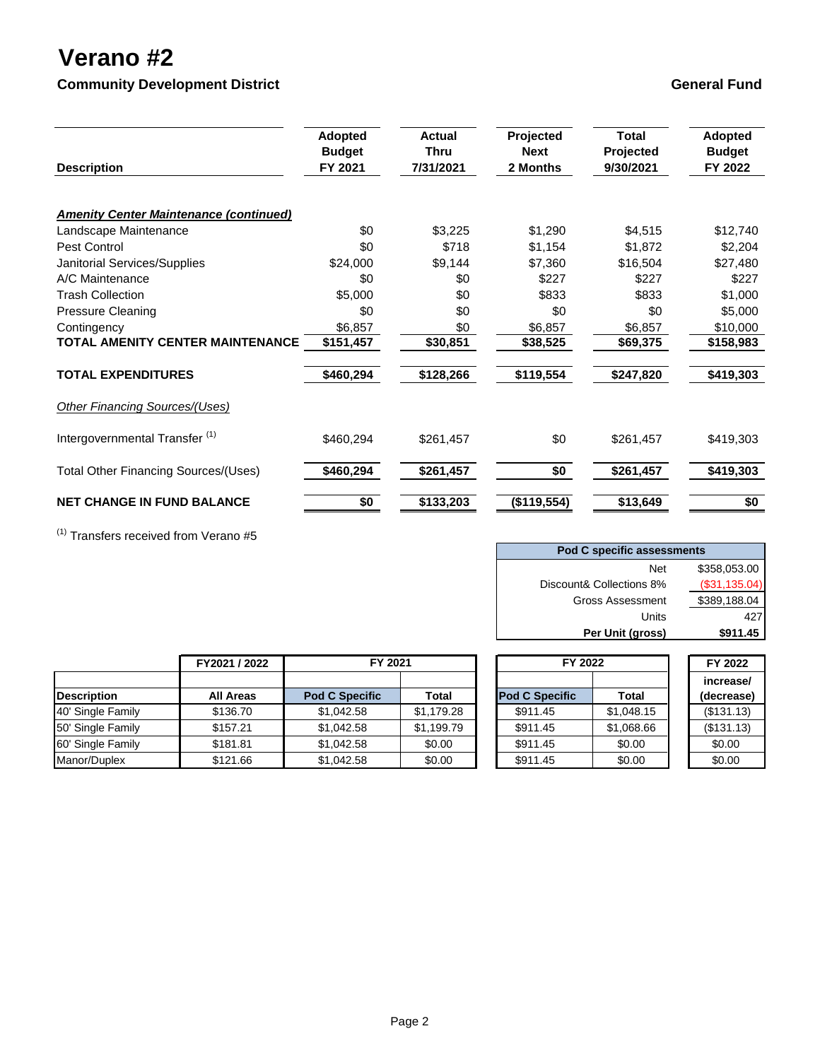# Verano #2

**Community Development District**

**General Fund**

| Description | Adopted Budget FY 2021 | Actual Thru 7/31/2021 | Projected Next 2 Months | Total Projected 9/30/2021 | Adopted Budget FY 2022 |
|---|---|---|---|---|---|
| ***Amenity Center Maintenance (continued)*** | | | | | |
| Landscape Maintenance | $0 | $3,225 | $1,290 | $4,515 | $12,740 |
| Pest Control | $0 | $718 | $1,154 | $1,872 | $2,204 |
| Janitorial Services/Supplies | $24,000 | $9,144 | $7,360 | $16,504 | $27,480 |
| A/C Maintenance | $0 | $0 | $227 | $227 | $227 |
| Trash Collection | $5,000 | $0 | $833 | $833 | $1,000 |
| Pressure Cleaning | $0 | $0 | $0 | $0 | $5,000 |
| Contingency | $6,857 | $0 | $6,857 | $6,857 | $10,000 |
| **TOTAL AMENITY CENTER MAINTENANCE** | **$151,457** | **$30,851** | **$38,525** | **$69,375** | **$158,983** |
| **TOTAL EXPENDITURES** | **$460,294** | **$128,266** | **$119,554** | **$247,820** | **$419,303** |
| *Other Financing Sources/(Uses)* | | | | | |
| Intergovernmental Transfer [1] | $460,294 | $261,457 | $0 | $261,457 | $419,303 |
| Total Other Financing Sources/(Uses) | **$460,294** | **$261,457** | **$0** | **$261,457** | **$419,303** |
| **NET CHANGE IN FUND BALANCE** | **$0** | **$133,203** | **($119,554)** | **$13,649** | **$0** |

[1] Transfers received from Verano #5

| Pod C specific assessments | |
|---|---|
| Net | $358,053.00 |
| Discount& Collections 8% | ($31,135.04) |
| Gross Assessment | $389,188.04 |
| Units | 427 |
| **Per Unit (gross)** | **$911.45** |

| | FY2021 / 2022 | FY 2021 | | FY 2022 | | FY 2022 |
|---|---|---|---|---|---|---|
| **Description** | **All Areas** | **Pod C Specific** | **Total** | **Pod C Specific** | **Total** | **increase/ (decrease)** |
| 40' Single Family | $136.70 | $1,042.58 | $1,179.28 | $911.45 | $1,048.15 | ($131.13) |
| 50' Single Family | $157.21 | $1,042.58 | $1,199.79 | $911.45 | $1,068.66 | ($131.13) |
| 60' Single Family | $181.81 | $1,042.58 | $0.00 | $911.45 | $0.00 | $0.00 |
| Manor/Duplex | $121.66 | $1,042.58 | $0.00 | $911.45 | $0.00 | $0.00 |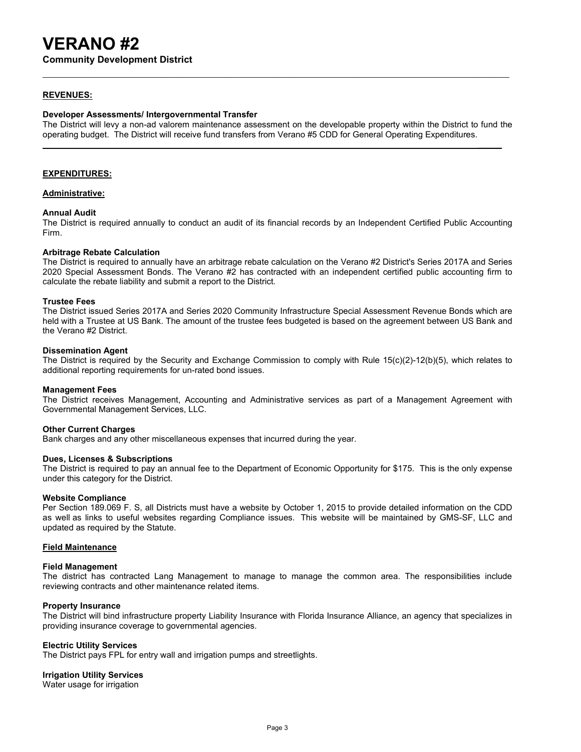# VERANO #2

**Community Development District**

---

**REVENUES:**

**Developer Assessments/ Intergovernmental Transfer**

The District will levy a non-ad valorem maintenance assessment on the developable property within the District to fund the operating budget. The District will receive fund transfers from Verano #5 CDD for General Operating Expenditures.

---

**EXPENDITURES:**

**Administrative:**

**Annual Audit**

The District is required annually to conduct an audit of its financial records by an Independent Certified Public Accounting Firm.

**Arbitrage Rebate Calculation**

The District is required to annually have an arbitrage rebate calculation on the Verano #2 District's Series 2017A and Series 2020 Special Assessment Bonds. The Verano #2 has contracted with an independent certified public accounting firm to calculate the rebate liability and submit a report to the District.

**Trustee Fees**

The District issued Series 2017A and Series 2020 Community Infrastructure Special Assessment Revenue Bonds which are held with a Trustee at US Bank. The amount of the trustee fees budgeted is based on the agreement between US Bank and the Verano #2 District.

**Dissemination Agent**

The District is required by the Security and Exchange Commission to comply with Rule 15(c)(2)-12(b)(5), which relates to additional reporting requirements for un-rated bond issues.

**Management Fees**

The District receives Management, Accounting and Administrative services as part of a Management Agreement with Governmental Management Services, LLC.

**Other Current Charges**

Bank charges and any other miscellaneous expenses that incurred during the year.

**Dues, Licenses & Subscriptions**

The District is required to pay an annual fee to the Department of Economic Opportunity for $175. This is the only expense under this category for the District.

**Website Compliance**

Per Section 189.069 F. S, all Districts must have a website by October 1, 2015 to provide detailed information on the CDD as well as links to useful websites regarding Compliance issues. This website will be maintained by GMS-SF, LLC and updated as required by the Statute.

**Field Maintenance**

**Field Management**

The district has contracted Lang Management to manage to manage the common area. The responsibilities include reviewing contracts and other maintenance related items.

**Property Insurance**

The District will bind infrastructure property Liability Insurance with Florida Insurance Alliance, an agency that specializes in providing insurance coverage to governmental agencies.

**Electric Utility Services**

The District pays FPL for entry wall and irrigation pumps and streetlights.

**Irrigation Utility Services**

Water usage for irrigation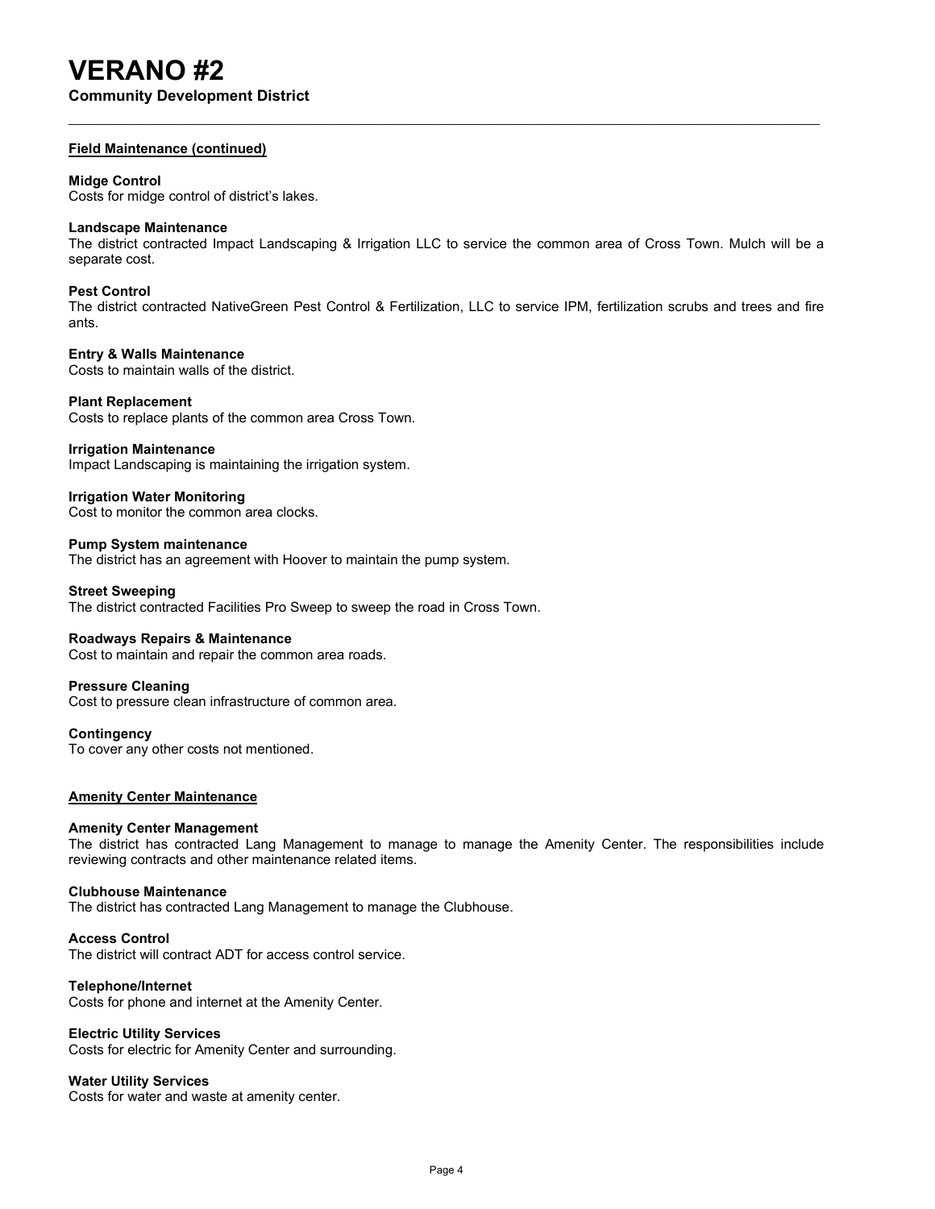# VERANO #2

**Community Development District**

---

**Field Maintenance (continued)**

**Midge Control**
Costs for midge control of district's lakes.

**Landscape Maintenance**
The district contracted Impact Landscaping & Irrigation LLC to service the common area of Cross Town. Mulch will be a separate cost.

**Pest Control**
The district contracted NativeGreen Pest Control & Fertilization, LLC to service IPM, fertilization scrubs and trees and fire ants.

**Entry & Walls Maintenance**
Costs to maintain walls of the district.

**Plant Replacement**
Costs to replace plants of the common area Cross Town.

**Irrigation Maintenance**
Impact Landscaping is maintaining the irrigation system.

**Irrigation Water Monitoring**
Cost to monitor the common area clocks.

**Pump System maintenance**
The district has an agreement with Hoover to maintain the pump system.

**Street Sweeping**
The district contracted Facilities Pro Sweep to sweep the road in Cross Town.

**Roadways Repairs & Maintenance**
Cost to maintain and repair the common area roads.

**Pressure Cleaning**
Cost to pressure clean infrastructure of common area.

**Contingency**
To cover any other costs not mentioned.

**Amenity Center Maintenance**

**Amenity Center Management**
The district has contracted Lang Management to manage to manage the Amenity Center. The responsibilities include reviewing contracts and other maintenance related items.

**Clubhouse Maintenance**
The district has contracted Lang Management to manage the Clubhouse.

**Access Control**
The district will contract ADT for access control service.

**Telephone/Internet**
Costs for phone and internet at the Amenity Center.

**Electric Utility Services**
Costs for electric for Amenity Center and surrounding.

**Water Utility Services**
Costs for water and waste at amenity center.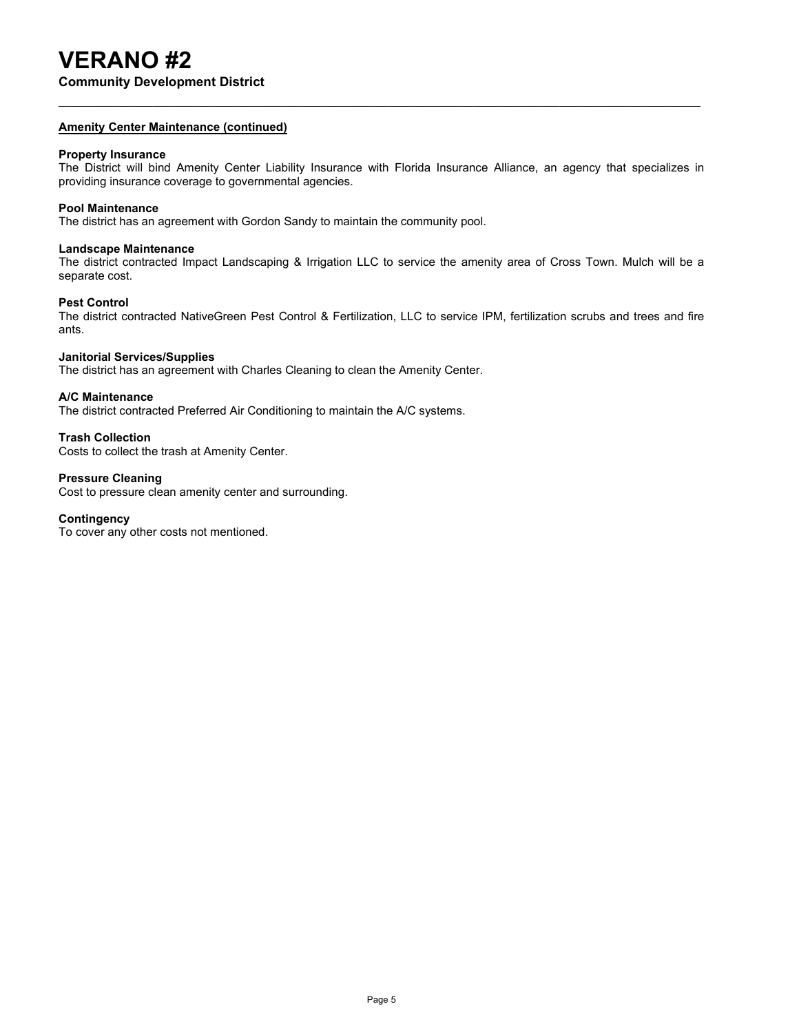# VERANO #2

**Community Development District**

---

**Amenity Center Maintenance (continued)**

**Property Insurance**
The District will bind Amenity Center Liability Insurance with Florida Insurance Alliance, an agency that specializes in providing insurance coverage to governmental agencies.

**Pool Maintenance**
The district has an agreement with Gordon Sandy to maintain the community pool.

**Landscape Maintenance**
The district contracted Impact Landscaping & Irrigation LLC to service the amenity area of Cross Town. Mulch will be a separate cost.

**Pest Control**
The district contracted NativeGreen Pest Control & Fertilization, LLC to service IPM, fertilization scrubs and trees and fire ants.

**Janitorial Services/Supplies**
The district has an agreement with Charles Cleaning to clean the Amenity Center.

**A/C Maintenance**
The district contracted Preferred Air Conditioning to maintain the A/C systems.

**Trash Collection**
Costs to collect the trash at Amenity Center.

**Pressure Cleaning**
Cost to pressure clean amenity center and surrounding.

**Contingency**
To cover any other costs not mentioned.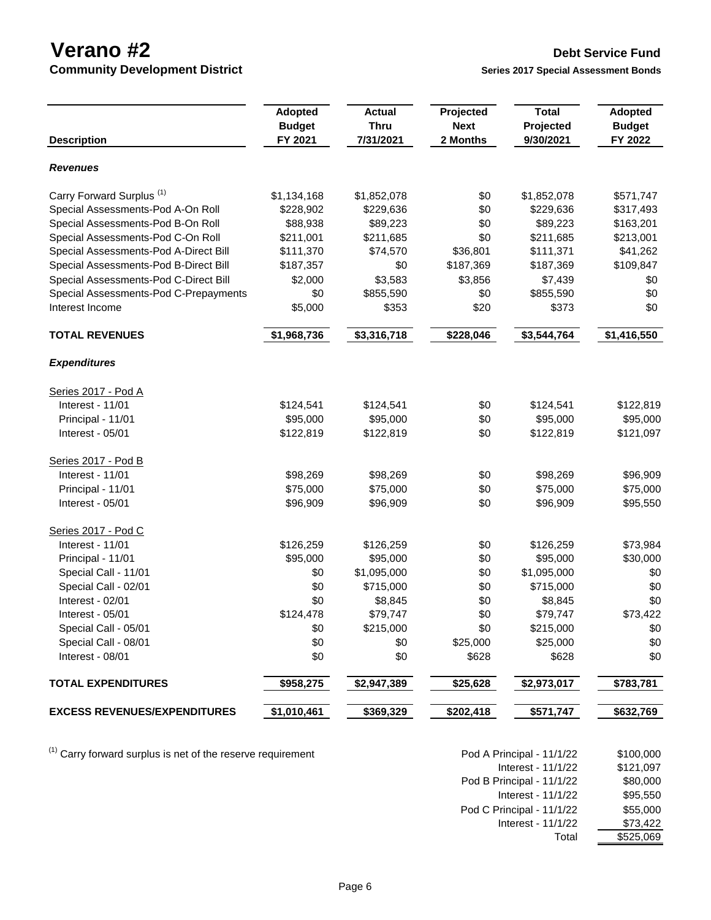# Verano #2

**Community Development District**

## Debt Service Fund

**Series 2017 Special Assessment Bonds**

| Description | Adopted Budget FY 2021 | Actual Thru 7/31/2021 | Projected Next 2 Months | Total Projected 9/30/2021 | Adopted Budget FY 2022 |
|---|---|---|---|---|---|
| ***Revenues*** | | | | | |
| Carry Forward Surplus [1] | $1,134,168 | $1,852,078 | $0 | $1,852,078 | $571,747 |
| Special Assessments-Pod A-On Roll | $228,902 | $229,636 | $0 | $229,636 | $317,493 |
| Special Assessments-Pod B-On Roll | $88,938 | $89,223 | $0 | $89,223 | $163,201 |
| Special Assessments-Pod C-On Roll | $211,001 | $211,685 | $0 | $211,685 | $213,001 |
| Special Assessments-Pod A-Direct Bill | $111,370 | $74,570 | $36,801 | $111,371 | $41,262 |
| Special Assessments-Pod B-Direct Bill | $187,357 | $0 | $187,369 | $187,369 | $109,847 |
| Special Assessments-Pod C-Direct Bill | $2,000 | $3,583 | $3,856 | $7,439 | $0 |
| Special Assessments-Pod C-Prepayments | $0 | $855,590 | $0 | $855,590 | $0 |
| Interest Income | $5,000 | $353 | $20 | $373 | $0 |
| **TOTAL REVENUES** | **$1,968,736** | **$3,316,718** | **$228,046** | **$3,544,764** | **$1,416,550** |
| ***Expenditures*** | | | | | |
| Series 2017 - Pod A | | | | | |
| Interest - 11/01 | $124,541 | $124,541 | $0 | $124,541 | $122,819 |
| Principal - 11/01 | $95,000 | $95,000 | $0 | $95,000 | $95,000 |
| Interest - 05/01 | $122,819 | $122,819 | $0 | $122,819 | $121,097 |
| Series 2017 - Pod B | | | | | |
| Interest - 11/01 | $98,269 | $98,269 | $0 | $98,269 | $96,909 |
| Principal - 11/01 | $75,000 | $75,000 | $0 | $75,000 | $75,000 |
| Interest - 05/01 | $96,909 | $96,909 | $0 | $96,909 | $95,550 |
| Series 2017 - Pod C | | | | | |
| Interest - 11/01 | $126,259 | $126,259 | $0 | $126,259 | $73,984 |
| Principal - 11/01 | $95,000 | $95,000 | $0 | $95,000 | $30,000 |
| Special Call - 11/01 | $0 | $1,095,000 | $0 | $1,095,000 | $0 |
| Special Call - 02/01 | $0 | $715,000 | $0 | $715,000 | $0 |
| Interest - 02/01 | $0 | $8,845 | $0 | $8,845 | $0 |
| Interest - 05/01 | $124,478 | $79,747 | $0 | $79,747 | $73,422 |
| Special Call - 05/01 | $0 | $215,000 | $0 | $215,000 | $0 |
| Special Call - 08/01 | $0 | $0 | $25,000 | $25,000 | $0 |
| Interest - 08/01 | $0 | $0 | $628 | $628 | $0 |
| **TOTAL EXPENDITURES** | **$958,275** | **$2,947,389** | **$25,628** | **$2,973,017** | **$783,781** |
| **EXCESS REVENUES/EXPENDITURES** | **$1,010,461** | **$369,329** | **$202,418** | **$571,747** | **$632,769** |

[1] Carry forward surplus is net of the reserve requirement

| | |
|---|---|
| Pod A Principal - 11/1/22 | $100,000 |
| Interest - 11/1/22 | $121,097 |
| Pod B Principal - 11/1/22 | $80,000 |
| Interest - 11/1/22 | $95,550 |
| Pod C Principal - 11/1/22 | $55,000 |
| Interest - 11/1/22 | $73,422 |
| Total | $525,069 |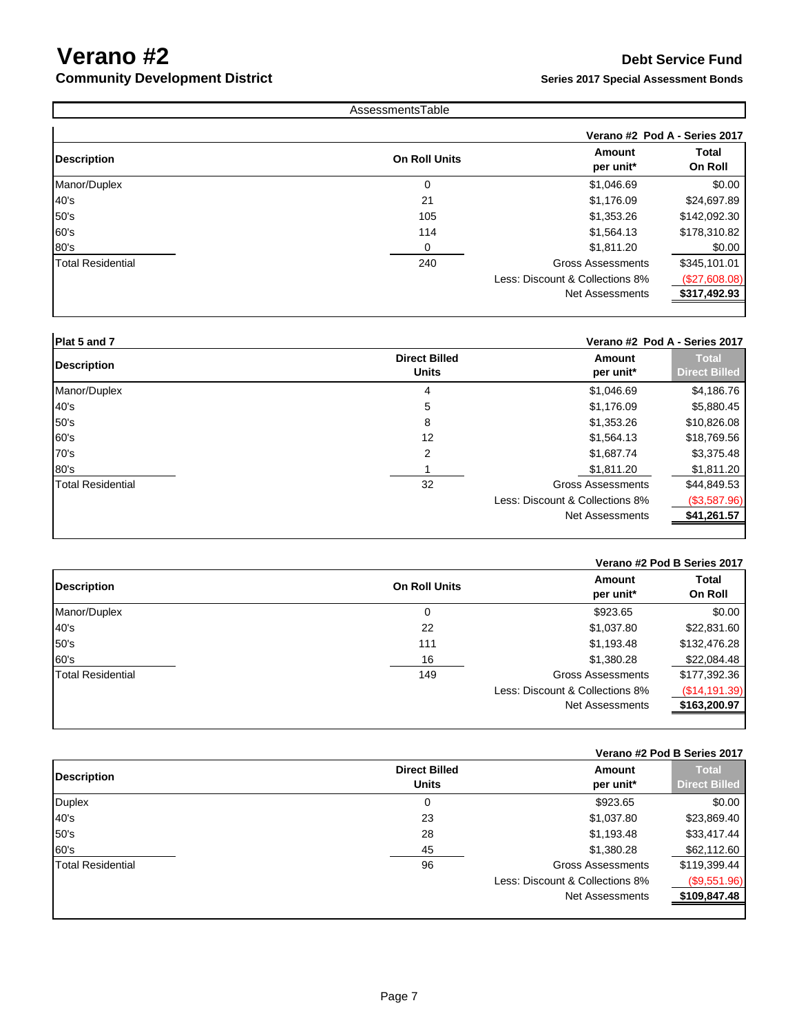# Verano #2
## Community Development District

**Debt Service Fund**
**Series 2017 Special Assessment Bonds**

AssessmentsTable

**Verano #2 Pod A - Series 2017**

| Description | On Roll Units | Amount per unit* | Total On Roll |
|---|---|---|---|
| Manor/Duplex | 0 | $1,046.69 | $0.00 |
| 40's | 21 | $1,176.09 | $24,697.89 |
| 50's | 105 | $1,353.26 | $142,092.30 |
| 60's | 114 | $1,564.13 | $178,310.82 |
| 80's | 0 | $1,811.20 | $0.00 |
| Total Residential | 240 | Gross Assessments | $345,101.01 |
| | | Less: Discount & Collections 8% | ($27,608.08) |
| | | Net Assessments | $317,492.93 |

**Plat 5 and 7** — **Verano #2 Pod A - Series 2017**

| Description | Direct Billed Units | Amount per unit* | Total Direct Billed |
|---|---|---|---|
| Manor/Duplex | 4 | $1,046.69 | $4,186.76 |
| 40's | 5 | $1,176.09 | $5,880.45 |
| 50's | 8 | $1,353.26 | $10,826.08 |
| 60's | 12 | $1,564.13 | $18,769.56 |
| 70's | 2 | $1,687.74 | $3,375.48 |
| 80's | 1 | $1,811.20 | $1,811.20 |
| Total Residential | 32 | Gross Assessments | $44,849.53 |
| | | Less: Discount & Collections 8% | ($3,587.96) |
| | | Net Assessments | $41,261.57 |

**Verano #2 Pod B Series 2017**

| Description | On Roll Units | Amount per unit* | Total On Roll |
|---|---|---|---|
| Manor/Duplex | 0 | $923.65 | $0.00 |
| 40's | 22 | $1,037.80 | $22,831.60 |
| 50's | 111 | $1,193.48 | $132,476.28 |
| 60's | 16 | $1,380.28 | $22,084.48 |
| Total Residential | 149 | Gross Assessments | $177,392.36 |
| | | Less: Discount & Collections 8% | ($14,191.39) |
| | | Net Assessments | $163,200.97 |

**Verano #2 Pod B Series 2017**

| Description | Direct Billed Units | Amount per unit* | Total Direct Billed |
|---|---|---|---|
| Duplex | 0 | $923.65 | $0.00 |
| 40's | 23 | $1,037.80 | $23,869.40 |
| 50's | 28 | $1,193.48 | $33,417.44 |
| 60's | 45 | $1,380.28 | $62,112.60 |
| Total Residential | 96 | Gross Assessments | $119,399.44 |
| | | Less: Discount & Collections 8% | ($9,551.96) |
| | | Net Assessments | $109,847.48 |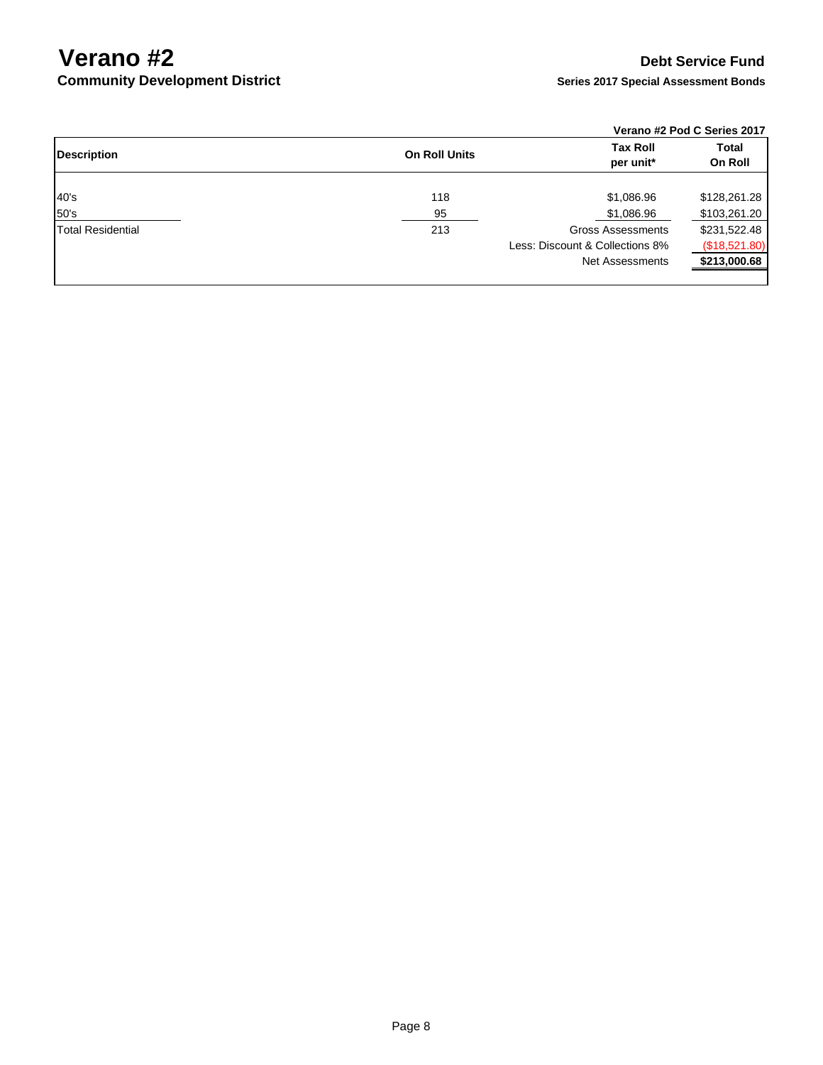# Verano #2
## Community Development District

### Debt Service Fund
**Series 2017 Special Assessment Bonds**

| | | Verano #2 Pod C Series 2017 | |
|---|---|---|---|
| **Description** | **On Roll Units** | **Tax Roll per unit*** | **Total On Roll** |
| 40's | 118 | $1,086.96 | $128,261.28 |
| 50's | 95 | $1,086.96 | $103,261.20 |
| Total Residential | 213 | Gross Assessments | $231,522.48 |
| | | Less: Discount & Collections 8% | ($18,521.80) |
| | | Net Assessments | **$213,000.68** |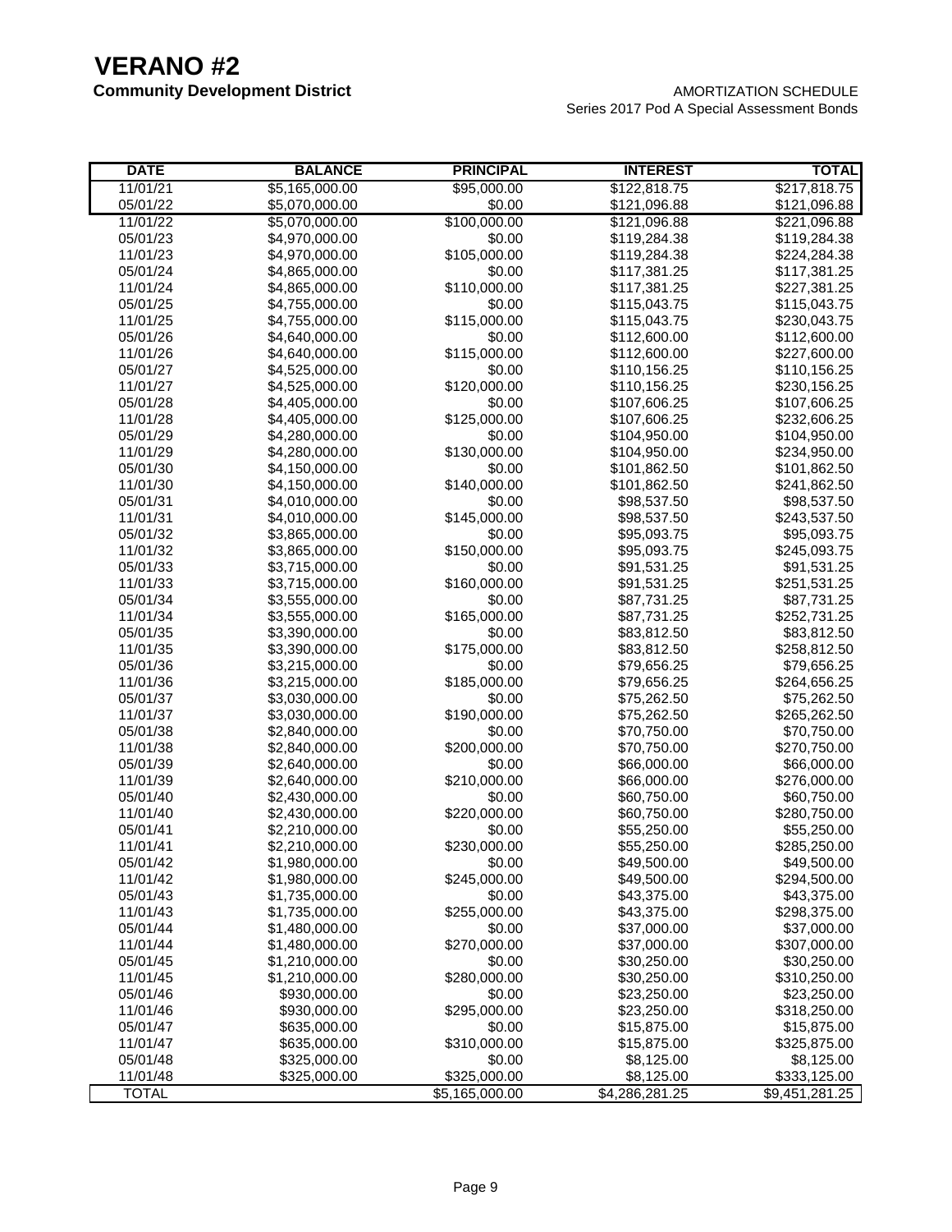# VERANO #2

**Community Development District**

AMORTIZATION SCHEDULE
Series 2017 Pod A Special Assessment Bonds

| DATE | BALANCE | PRINCIPAL | INTEREST | TOTAL |
|---|---|---|---|---|
| 11/01/21 | $5,165,000.00 | $95,000.00 | $122,818.75 | $217,818.75 |
| 05/01/22 | $5,070,000.00 | $0.00 | $121,096.88 | $121,096.88 |
| 11/01/22 | $5,070,000.00 | $100,000.00 | $121,096.88 | $221,096.88 |
| 05/01/23 | $4,970,000.00 | $0.00 | $119,284.38 | $119,284.38 |
| 11/01/23 | $4,970,000.00 | $105,000.00 | $119,284.38 | $224,284.38 |
| 05/01/24 | $4,865,000.00 | $0.00 | $117,381.25 | $117,381.25 |
| 11/01/24 | $4,865,000.00 | $110,000.00 | $117,381.25 | $227,381.25 |
| 05/01/25 | $4,755,000.00 | $0.00 | $115,043.75 | $115,043.75 |
| 11/01/25 | $4,755,000.00 | $115,000.00 | $115,043.75 | $230,043.75 |
| 05/01/26 | $4,640,000.00 | $0.00 | $112,600.00 | $112,600.00 |
| 11/01/26 | $4,640,000.00 | $115,000.00 | $112,600.00 | $227,600.00 |
| 05/01/27 | $4,525,000.00 | $0.00 | $110,156.25 | $110,156.25 |
| 11/01/27 | $4,525,000.00 | $120,000.00 | $110,156.25 | $230,156.25 |
| 05/01/28 | $4,405,000.00 | $0.00 | $107,606.25 | $107,606.25 |
| 11/01/28 | $4,405,000.00 | $125,000.00 | $107,606.25 | $232,606.25 |
| 05/01/29 | $4,280,000.00 | $0.00 | $104,950.00 | $104,950.00 |
| 11/01/29 | $4,280,000.00 | $130,000.00 | $104,950.00 | $234,950.00 |
| 05/01/30 | $4,150,000.00 | $0.00 | $101,862.50 | $101,862.50 |
| 11/01/30 | $4,150,000.00 | $140,000.00 | $101,862.50 | $241,862.50 |
| 05/01/31 | $4,010,000.00 | $0.00 | $98,537.50 | $98,537.50 |
| 11/01/31 | $4,010,000.00 | $145,000.00 | $98,537.50 | $243,537.50 |
| 05/01/32 | $3,865,000.00 | $0.00 | $95,093.75 | $95,093.75 |
| 11/01/32 | $3,865,000.00 | $150,000.00 | $95,093.75 | $245,093.75 |
| 05/01/33 | $3,715,000.00 | $0.00 | $91,531.25 | $91,531.25 |
| 11/01/33 | $3,715,000.00 | $160,000.00 | $91,531.25 | $251,531.25 |
| 05/01/34 | $3,555,000.00 | $0.00 | $87,731.25 | $87,731.25 |
| 11/01/34 | $3,555,000.00 | $165,000.00 | $87,731.25 | $252,731.25 |
| 05/01/35 | $3,390,000.00 | $0.00 | $83,812.50 | $83,812.50 |
| 11/01/35 | $3,390,000.00 | $175,000.00 | $83,812.50 | $258,812.50 |
| 05/01/36 | $3,215,000.00 | $0.00 | $79,656.25 | $79,656.25 |
| 11/01/36 | $3,215,000.00 | $185,000.00 | $79,656.25 | $264,656.25 |
| 05/01/37 | $3,030,000.00 | $0.00 | $75,262.50 | $75,262.50 |
| 11/01/37 | $3,030,000.00 | $190,000.00 | $75,262.50 | $265,262.50 |
| 05/01/38 | $2,840,000.00 | $0.00 | $70,750.00 | $70,750.00 |
| 11/01/38 | $2,840,000.00 | $200,000.00 | $70,750.00 | $270,750.00 |
| 05/01/39 | $2,640,000.00 | $0.00 | $66,000.00 | $66,000.00 |
| 11/01/39 | $2,640,000.00 | $210,000.00 | $66,000.00 | $276,000.00 |
| 05/01/40 | $2,430,000.00 | $0.00 | $60,750.00 | $60,750.00 |
| 11/01/40 | $2,430,000.00 | $220,000.00 | $60,750.00 | $280,750.00 |
| 05/01/41 | $2,210,000.00 | $0.00 | $55,250.00 | $55,250.00 |
| 11/01/41 | $2,210,000.00 | $230,000.00 | $55,250.00 | $285,250.00 |
| 05/01/42 | $1,980,000.00 | $0.00 | $49,500.00 | $49,500.00 |
| 11/01/42 | $1,980,000.00 | $245,000.00 | $49,500.00 | $294,500.00 |
| 05/01/43 | $1,735,000.00 | $0.00 | $43,375.00 | $43,375.00 |
| 11/01/43 | $1,735,000.00 | $255,000.00 | $43,375.00 | $298,375.00 |
| 05/01/44 | $1,480,000.00 | $0.00 | $37,000.00 | $37,000.00 |
| 11/01/44 | $1,480,000.00 | $270,000.00 | $37,000.00 | $307,000.00 |
| 05/01/45 | $1,210,000.00 | $0.00 | $30,250.00 | $30,250.00 |
| 11/01/45 | $1,210,000.00 | $280,000.00 | $30,250.00 | $310,250.00 |
| 05/01/46 | $930,000.00 | $0.00 | $23,250.00 | $23,250.00 |
| 11/01/46 | $930,000.00 | $295,000.00 | $23,250.00 | $318,250.00 |
| 05/01/47 | $635,000.00 | $0.00 | $15,875.00 | $15,875.00 |
| 11/01/47 | $635,000.00 | $310,000.00 | $15,875.00 | $325,875.00 |
| 05/01/48 | $325,000.00 | $0.00 | $8,125.00 | $8,125.00 |
| 11/01/48 | $325,000.00 | $325,000.00 | $8,125.00 | $333,125.00 |
| TOTAL | | $5,165,000.00 | $4,286,281.25 | $9,451,281.25 |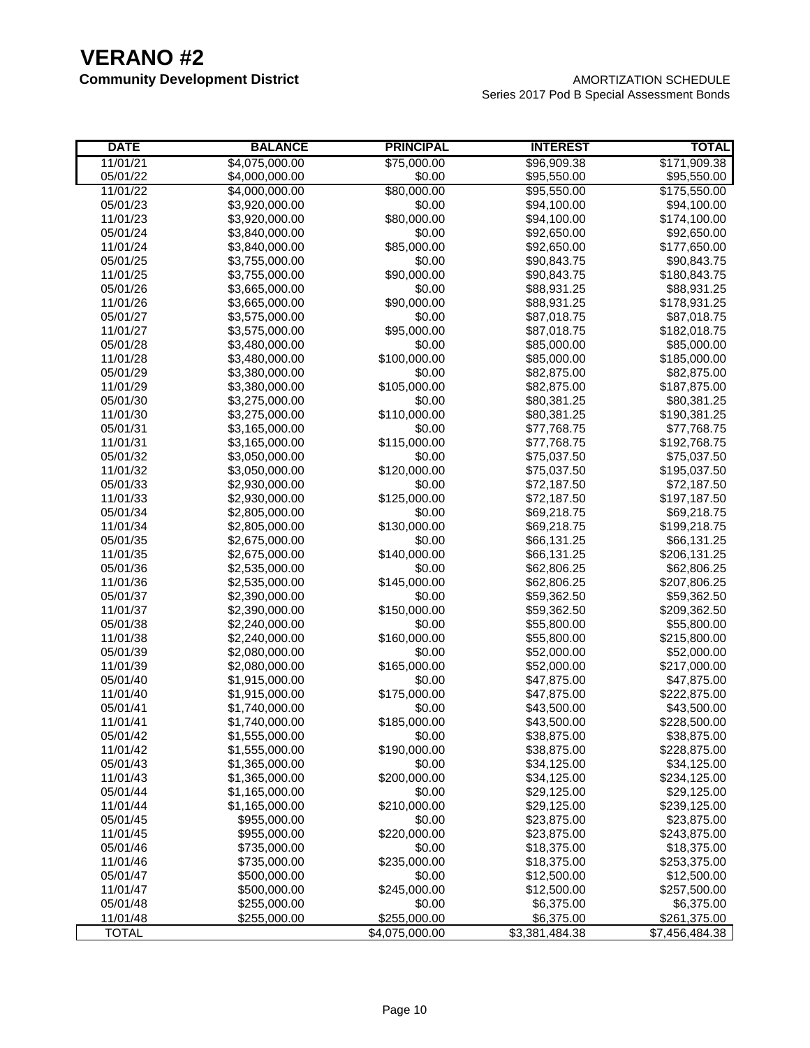# VERANO #2

## Community Development District

AMORTIZATION SCHEDULE
Series 2017 Pod B Special Assessment Bonds

| DATE | BALANCE | PRINCIPAL | INTEREST | TOTAL |
|---|---|---|---|---|
| 11/01/21 | $4,075,000.00 | $75,000.00 | $96,909.38 | $171,909.38 |
| 05/01/22 | $4,000,000.00 | $0.00 | $95,550.00 | $95,550.00 |
| 11/01/22 | $4,000,000.00 | $80,000.00 | $95,550.00 | $175,550.00 |
| 05/01/23 | $3,920,000.00 | $0.00 | $94,100.00 | $94,100.00 |
| 11/01/23 | $3,920,000.00 | $80,000.00 | $94,100.00 | $174,100.00 |
| 05/01/24 | $3,840,000.00 | $0.00 | $92,650.00 | $92,650.00 |
| 11/01/24 | $3,840,000.00 | $85,000.00 | $92,650.00 | $177,650.00 |
| 05/01/25 | $3,755,000.00 | $0.00 | $90,843.75 | $90,843.75 |
| 11/01/25 | $3,755,000.00 | $90,000.00 | $90,843.75 | $180,843.75 |
| 05/01/26 | $3,665,000.00 | $0.00 | $88,931.25 | $88,931.25 |
| 11/01/26 | $3,665,000.00 | $90,000.00 | $88,931.25 | $178,931.25 |
| 05/01/27 | $3,575,000.00 | $0.00 | $87,018.75 | $87,018.75 |
| 11/01/27 | $3,575,000.00 | $95,000.00 | $87,018.75 | $182,018.75 |
| 05/01/28 | $3,480,000.00 | $0.00 | $85,000.00 | $85,000.00 |
| 11/01/28 | $3,480,000.00 | $100,000.00 | $85,000.00 | $185,000.00 |
| 05/01/29 | $3,380,000.00 | $0.00 | $82,875.00 | $82,875.00 |
| 11/01/29 | $3,380,000.00 | $105,000.00 | $82,875.00 | $187,875.00 |
| 05/01/30 | $3,275,000.00 | $0.00 | $80,381.25 | $80,381.25 |
| 11/01/30 | $3,275,000.00 | $110,000.00 | $80,381.25 | $190,381.25 |
| 05/01/31 | $3,165,000.00 | $0.00 | $77,768.75 | $77,768.75 |
| 11/01/31 | $3,165,000.00 | $115,000.00 | $77,768.75 | $192,768.75 |
| 05/01/32 | $3,050,000.00 | $0.00 | $75,037.50 | $75,037.50 |
| 11/01/32 | $3,050,000.00 | $120,000.00 | $75,037.50 | $195,037.50 |
| 05/01/33 | $2,930,000.00 | $0.00 | $72,187.50 | $72,187.50 |
| 11/01/33 | $2,930,000.00 | $125,000.00 | $72,187.50 | $197,187.50 |
| 05/01/34 | $2,805,000.00 | $0.00 | $69,218.75 | $69,218.75 |
| 11/01/34 | $2,805,000.00 | $130,000.00 | $69,218.75 | $199,218.75 |
| 05/01/35 | $2,675,000.00 | $0.00 | $66,131.25 | $66,131.25 |
| 11/01/35 | $2,675,000.00 | $140,000.00 | $66,131.25 | $206,131.25 |
| 05/01/36 | $2,535,000.00 | $0.00 | $62,806.25 | $62,806.25 |
| 11/01/36 | $2,535,000.00 | $145,000.00 | $62,806.25 | $207,806.25 |
| 05/01/37 | $2,390,000.00 | $0.00 | $59,362.50 | $59,362.50 |
| 11/01/37 | $2,390,000.00 | $150,000.00 | $59,362.50 | $209,362.50 |
| 05/01/38 | $2,240,000.00 | $0.00 | $55,800.00 | $55,800.00 |
| 11/01/38 | $2,240,000.00 | $160,000.00 | $55,800.00 | $215,800.00 |
| 05/01/39 | $2,080,000.00 | $0.00 | $52,000.00 | $52,000.00 |
| 11/01/39 | $2,080,000.00 | $165,000.00 | $52,000.00 | $217,000.00 |
| 05/01/40 | $1,915,000.00 | $0.00 | $47,875.00 | $47,875.00 |
| 11/01/40 | $1,915,000.00 | $175,000.00 | $47,875.00 | $222,875.00 |
| 05/01/41 | $1,740,000.00 | $0.00 | $43,500.00 | $43,500.00 |
| 11/01/41 | $1,740,000.00 | $185,000.00 | $43,500.00 | $228,500.00 |
| 05/01/42 | $1,555,000.00 | $0.00 | $38,875.00 | $38,875.00 |
| 11/01/42 | $1,555,000.00 | $190,000.00 | $38,875.00 | $228,875.00 |
| 05/01/43 | $1,365,000.00 | $0.00 | $34,125.00 | $34,125.00 |
| 11/01/43 | $1,365,000.00 | $200,000.00 | $34,125.00 | $234,125.00 |
| 05/01/44 | $1,165,000.00 | $0.00 | $29,125.00 | $29,125.00 |
| 11/01/44 | $1,165,000.00 | $210,000.00 | $29,125.00 | $239,125.00 |
| 05/01/45 | $955,000.00 | $0.00 | $23,875.00 | $23,875.00 |
| 11/01/45 | $955,000.00 | $220,000.00 | $23,875.00 | $243,875.00 |
| 05/01/46 | $735,000.00 | $0.00 | $18,375.00 | $18,375.00 |
| 11/01/46 | $735,000.00 | $235,000.00 | $18,375.00 | $253,375.00 |
| 05/01/47 | $500,000.00 | $0.00 | $12,500.00 | $12,500.00 |
| 11/01/47 | $500,000.00 | $245,000.00 | $12,500.00 | $257,500.00 |
| 05/01/48 | $255,000.00 | $0.00 | $6,375.00 | $6,375.00 |
| 11/01/48 | $255,000.00 | $255,000.00 | $6,375.00 | $261,375.00 |
| TOTAL | | $4,075,000.00 | $3,381,484.38 | $7,456,484.38 |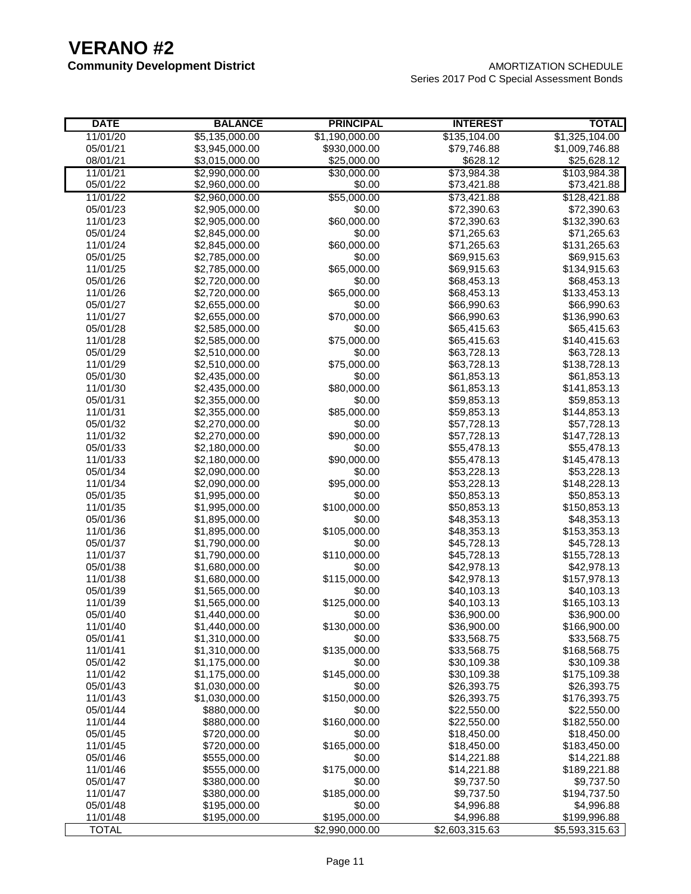# VERANO #2

**Community Development District**

AMORTIZATION SCHEDULE
Series 2017 Pod C Special Assessment Bonds

| DATE | BALANCE | PRINCIPAL | INTEREST | TOTAL |
|---|---|---|---|---|
| 11/01/20 | $5,135,000.00 | $1,190,000.00 | $135,104.00 | $1,325,104.00 |
| 05/01/21 | $3,945,000.00 | $930,000.00 | $79,746.88 | $1,009,746.88 |
| 08/01/21 | $3,015,000.00 | $25,000.00 | $628.12 | $25,628.12 |
| 11/01/21 | $2,990,000.00 | $30,000.00 | $73,984.38 | $103,984.38 |
| 05/01/22 | $2,960,000.00 | $0.00 | $73,421.88 | $73,421.88 |
| 11/01/22 | $2,960,000.00 | $55,000.00 | $73,421.88 | $128,421.88 |
| 05/01/23 | $2,905,000.00 | $0.00 | $72,390.63 | $72,390.63 |
| 11/01/23 | $2,905,000.00 | $60,000.00 | $72,390.63 | $132,390.63 |
| 05/01/24 | $2,845,000.00 | $0.00 | $71,265.63 | $71,265.63 |
| 11/01/24 | $2,845,000.00 | $60,000.00 | $71,265.63 | $131,265.63 |
| 05/01/25 | $2,785,000.00 | $0.00 | $69,915.63 | $69,915.63 |
| 11/01/25 | $2,785,000.00 | $65,000.00 | $69,915.63 | $134,915.63 |
| 05/01/26 | $2,720,000.00 | $0.00 | $68,453.13 | $68,453.13 |
| 11/01/26 | $2,720,000.00 | $65,000.00 | $68,453.13 | $133,453.13 |
| 05/01/27 | $2,655,000.00 | $0.00 | $66,990.63 | $66,990.63 |
| 11/01/27 | $2,655,000.00 | $70,000.00 | $66,990.63 | $136,990.63 |
| 05/01/28 | $2,585,000.00 | $0.00 | $65,415.63 | $65,415.63 |
| 11/01/28 | $2,585,000.00 | $75,000.00 | $65,415.63 | $140,415.63 |
| 05/01/29 | $2,510,000.00 | $0.00 | $63,728.13 | $63,728.13 |
| 11/01/29 | $2,510,000.00 | $75,000.00 | $63,728.13 | $138,728.13 |
| 05/01/30 | $2,435,000.00 | $0.00 | $61,853.13 | $61,853.13 |
| 11/01/30 | $2,435,000.00 | $80,000.00 | $61,853.13 | $141,853.13 |
| 05/01/31 | $2,355,000.00 | $0.00 | $59,853.13 | $59,853.13 |
| 11/01/31 | $2,355,000.00 | $85,000.00 | $59,853.13 | $144,853.13 |
| 05/01/32 | $2,270,000.00 | $0.00 | $57,728.13 | $57,728.13 |
| 11/01/32 | $2,270,000.00 | $90,000.00 | $57,728.13 | $147,728.13 |
| 05/01/33 | $2,180,000.00 | $0.00 | $55,478.13 | $55,478.13 |
| 11/01/33 | $2,180,000.00 | $90,000.00 | $55,478.13 | $145,478.13 |
| 05/01/34 | $2,090,000.00 | $0.00 | $53,228.13 | $53,228.13 |
| 11/01/34 | $2,090,000.00 | $95,000.00 | $53,228.13 | $148,228.13 |
| 05/01/35 | $1,995,000.00 | $0.00 | $50,853.13 | $50,853.13 |
| 11/01/35 | $1,995,000.00 | $100,000.00 | $50,853.13 | $150,853.13 |
| 05/01/36 | $1,895,000.00 | $0.00 | $48,353.13 | $48,353.13 |
| 11/01/36 | $1,895,000.00 | $105,000.00 | $48,353.13 | $153,353.13 |
| 05/01/37 | $1,790,000.00 | $0.00 | $45,728.13 | $45,728.13 |
| 11/01/37 | $1,790,000.00 | $110,000.00 | $45,728.13 | $155,728.13 |
| 05/01/38 | $1,680,000.00 | $0.00 | $42,978.13 | $42,978.13 |
| 11/01/38 | $1,680,000.00 | $115,000.00 | $42,978.13 | $157,978.13 |
| 05/01/39 | $1,565,000.00 | $0.00 | $40,103.13 | $40,103.13 |
| 11/01/39 | $1,565,000.00 | $125,000.00 | $40,103.13 | $165,103.13 |
| 05/01/40 | $1,440,000.00 | $0.00 | $36,900.00 | $36,900.00 |
| 11/01/40 | $1,440,000.00 | $130,000.00 | $36,900.00 | $166,900.00 |
| 05/01/41 | $1,310,000.00 | $0.00 | $33,568.75 | $33,568.75 |
| 11/01/41 | $1,310,000.00 | $135,000.00 | $33,568.75 | $168,568.75 |
| 05/01/42 | $1,175,000.00 | $0.00 | $30,109.38 | $30,109.38 |
| 11/01/42 | $1,175,000.00 | $145,000.00 | $30,109.38 | $175,109.38 |
| 05/01/43 | $1,030,000.00 | $0.00 | $26,393.75 | $26,393.75 |
| 11/01/43 | $1,030,000.00 | $150,000.00 | $26,393.75 | $176,393.75 |
| 05/01/44 | $880,000.00 | $0.00 | $22,550.00 | $22,550.00 |
| 11/01/44 | $880,000.00 | $160,000.00 | $22,550.00 | $182,550.00 |
| 05/01/45 | $720,000.00 | $0.00 | $18,450.00 | $18,450.00 |
| 11/01/45 | $720,000.00 | $165,000.00 | $18,450.00 | $183,450.00 |
| 05/01/46 | $555,000.00 | $0.00 | $14,221.88 | $14,221.88 |
| 11/01/46 | $555,000.00 | $175,000.00 | $14,221.88 | $189,221.88 |
| 05/01/47 | $380,000.00 | $0.00 | $9,737.50 | $9,737.50 |
| 11/01/47 | $380,000.00 | $185,000.00 | $9,737.50 | $194,737.50 |
| 05/01/48 | $195,000.00 | $0.00 | $4,996.88 | $4,996.88 |
| 11/01/48 | $195,000.00 | $195,000.00 | $4,996.88 | $199,996.88 |
| TOTAL | | $2,990,000.00 | $2,603,315.63 | $5,593,315.63 |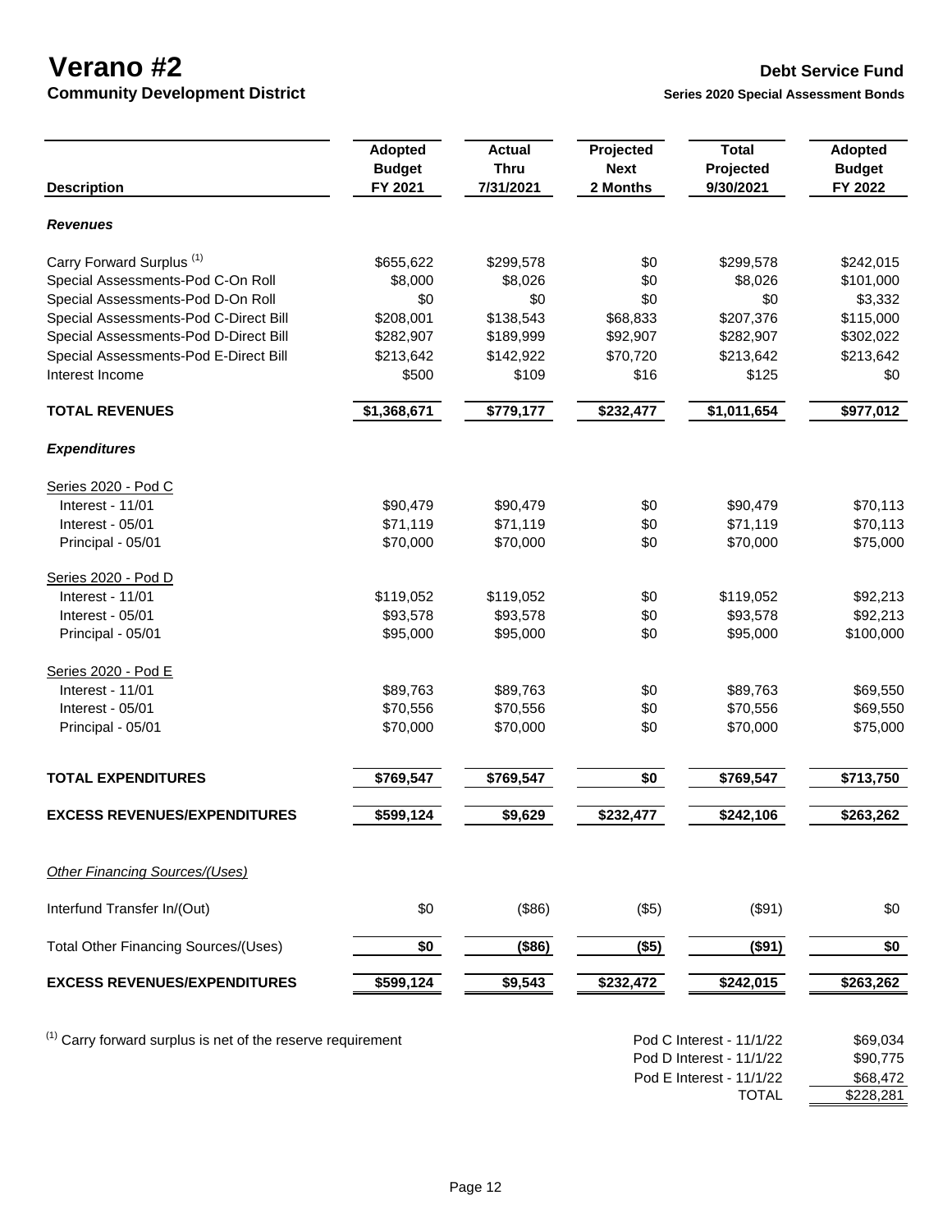# Verano #2

**Community Development District**

**Debt Service Fund**

**Series 2020 Special Assessment Bonds**

| Description | Adopted Budget FY 2021 | Actual Thru 7/31/2021 | Projected Next 2 Months | Total Projected 9/30/2021 | Adopted Budget FY 2022 |
|---|---|---|---|---|---|
| ***Revenues*** | | | | | |
| Carry Forward Surplus [(1)] | $655,622 | $299,578 | $0 | $299,578 | $242,015 |
| Special Assessments-Pod C-On Roll | $8,000 | $8,026 | $0 | $8,026 | $101,000 |
| Special Assessments-Pod D-On Roll | $0 | $0 | $0 | $0 | $3,332 |
| Special Assessments-Pod C-Direct Bill | $208,001 | $138,543 | $68,833 | $207,376 | $115,000 |
| Special Assessments-Pod D-Direct Bill | $282,907 | $189,999 | $92,907 | $282,907 | $302,022 |
| Special Assessments-Pod E-Direct Bill | $213,642 | $142,922 | $70,720 | $213,642 | $213,642 |
| Interest Income | $500 | $109 | $16 | $125 | $0 |
| **TOTAL REVENUES** | **$1,368,671** | **$779,177** | **$232,477** | **$1,011,654** | **$977,012** |
| ***Expenditures*** | | | | | |
| Series 2020 - Pod C | | | | | |
| Interest - 11/01 | $90,479 | $90,479 | $0 | $90,479 | $70,113 |
| Interest - 05/01 | $71,119 | $71,119 | $0 | $71,119 | $70,113 |
| Principal - 05/01 | $70,000 | $70,000 | $0 | $70,000 | $75,000 |
| Series 2020 - Pod D | | | | | |
| Interest - 11/01 | $119,052 | $119,052 | $0 | $119,052 | $92,213 |
| Interest - 05/01 | $93,578 | $93,578 | $0 | $93,578 | $92,213 |
| Principal - 05/01 | $95,000 | $95,000 | $0 | $95,000 | $100,000 |
| Series 2020 - Pod E | | | | | |
| Interest - 11/01 | $89,763 | $89,763 | $0 | $89,763 | $69,550 |
| Interest - 05/01 | $70,556 | $70,556 | $0 | $70,556 | $69,550 |
| Principal - 05/01 | $70,000 | $70,000 | $0 | $70,000 | $75,000 |
| **TOTAL EXPENDITURES** | **$769,547** | **$769,547** | **$0** | **$769,547** | **$713,750** |
| **EXCESS REVENUES/EXPENDITURES** | **$599,124** | **$9,629** | **$232,477** | **$242,106** | **$263,262** |
| *Other Financing Sources/(Uses)* | | | | | |
| Interfund Transfer In/(Out) | $0 | ($86) | ($5) | ($91) | $0 |
| Total Other Financing Sources/(Uses) | **$0** | **($86)** | **($5)** | **($91)** | **$0** |
| **EXCESS REVENUES/EXPENDITURES** | **$599,124** | **$9,543** | **$232,472** | **$242,015** | **$263,262** |

[(1)] Carry forward surplus is net of the reserve requirement

| | |
|---|---|
| Pod C Interest - 11/1/22 | $69,034 |
| Pod D Interest - 11/1/22 | $90,775 |
| Pod E Interest - 11/1/22 | $68,472 |
| TOTAL | $228,281 |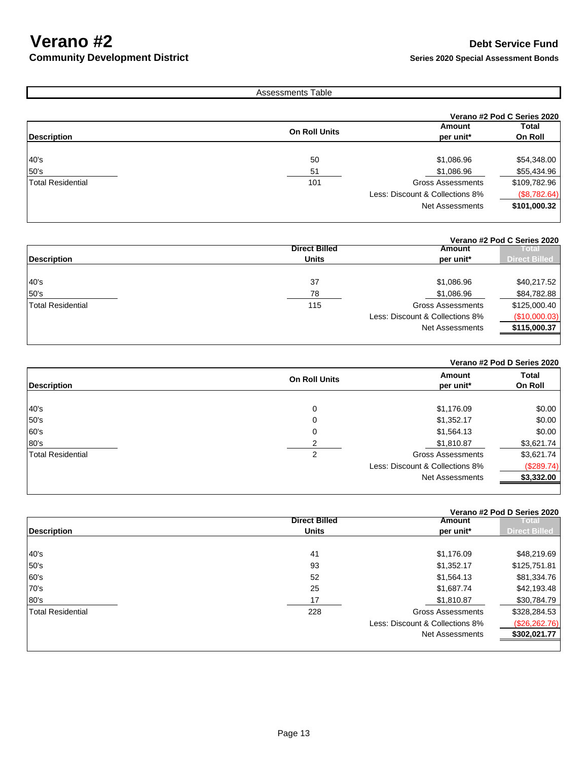# Verano #2

## Community Development District

## Debt Service Fund

### Series 2020 Special Assessment Bonds

**Assessments Table**

| | | | Verano #2 Pod C Series 2020 |
|---|---|---|---|
| **Description** | **On Roll Units** | **Amount per unit*** | **Total On Roll** |
| 40's | 50 | $1,086.96 | $54,348.00 |
| 50's | 51 | $1,086.96 | $55,434.96 |
| Total Residential | 101 | Gross Assessments | $109,782.96 |
| | | Less: Discount & Collections 8% | ($8,782.64) |
| | | Net Assessments | **$101,000.32** |

| | | | Verano #2 Pod C Series 2020 |
|---|---|---|---|
| **Description** | **Direct Billed Units** | **Amount per unit*** | **Total Direct Billed** |
| 40's | 37 | $1,086.96 | $40,217.52 |
| 50's | 78 | $1,086.96 | $84,782.88 |
| Total Residential | 115 | Gross Assessments | $125,000.40 |
| | | Less: Discount & Collections 8% | ($10,000.03) |
| | | Net Assessments | **$115,000.37** |

| | | | Verano #2 Pod D Series 2020 |
|---|---|---|---|
| **Description** | **On Roll Units** | **Amount per unit*** | **Total On Roll** |
| 40's | 0 | $1,176.09 | $0.00 |
| 50's | 0 | $1,352.17 | $0.00 |
| 60's | 0 | $1,564.13 | $0.00 |
| 80's | 2 | $1,810.87 | $3,621.74 |
| Total Residential | 2 | Gross Assessments | $3,621.74 |
| | | Less: Discount & Collections 8% | ($289.74) |
| | | Net Assessments | **$3,332.00** |

| | | | Verano #2 Pod D Series 2020 |
|---|---|---|---|
| **Description** | **Direct Billed Units** | **Amount per unit*** | **Total Direct Billed** |
| 40's | 41 | $1,176.09 | $48,219.69 |
| 50's | 93 | $1,352.17 | $125,751.81 |
| 60's | 52 | $1,564.13 | $81,334.76 |
| 70's | 25 | $1,687.74 | $42,193.48 |
| 80's | 17 | $1,810.87 | $30,784.79 |
| Total Residential | 228 | Gross Assessments | $328,284.53 |
| | | Less: Discount & Collections 8% | ($26,262.76) |
| | | Net Assessments | **$302,021.77** |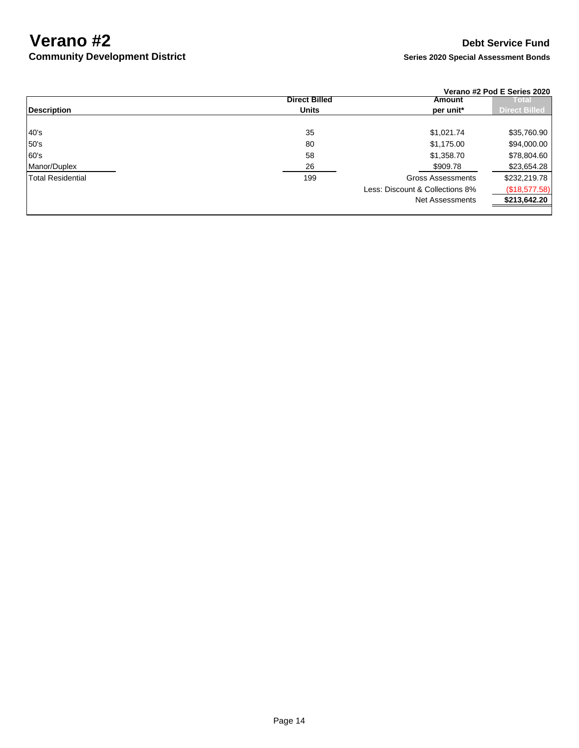# Verano #2

## Community Development District

## Debt Service Fund

### Series 2020 Special Assessment Bonds

| | | | Verano #2 Pod E Series 2020 |
|---|---|---|---|
| **Description** | **Direct Billed Units** | **Amount per unit*** | **Total Direct Billed** |
| 40's | 35 | $1,021.74 | $35,760.90 |
| 50's | 80 | $1,175.00 | $94,000.00 |
| 60's | 58 | $1,358.70 | $78,804.60 |
| Manor/Duplex | 26 | $909.78 | $23,654.28 |
| Total Residential | 199 | Gross Assessments | $232,219.78 |
| | | Less: Discount & Collections 8% | ($18,577.58) |
| | | Net Assessments | **$213,642.20** |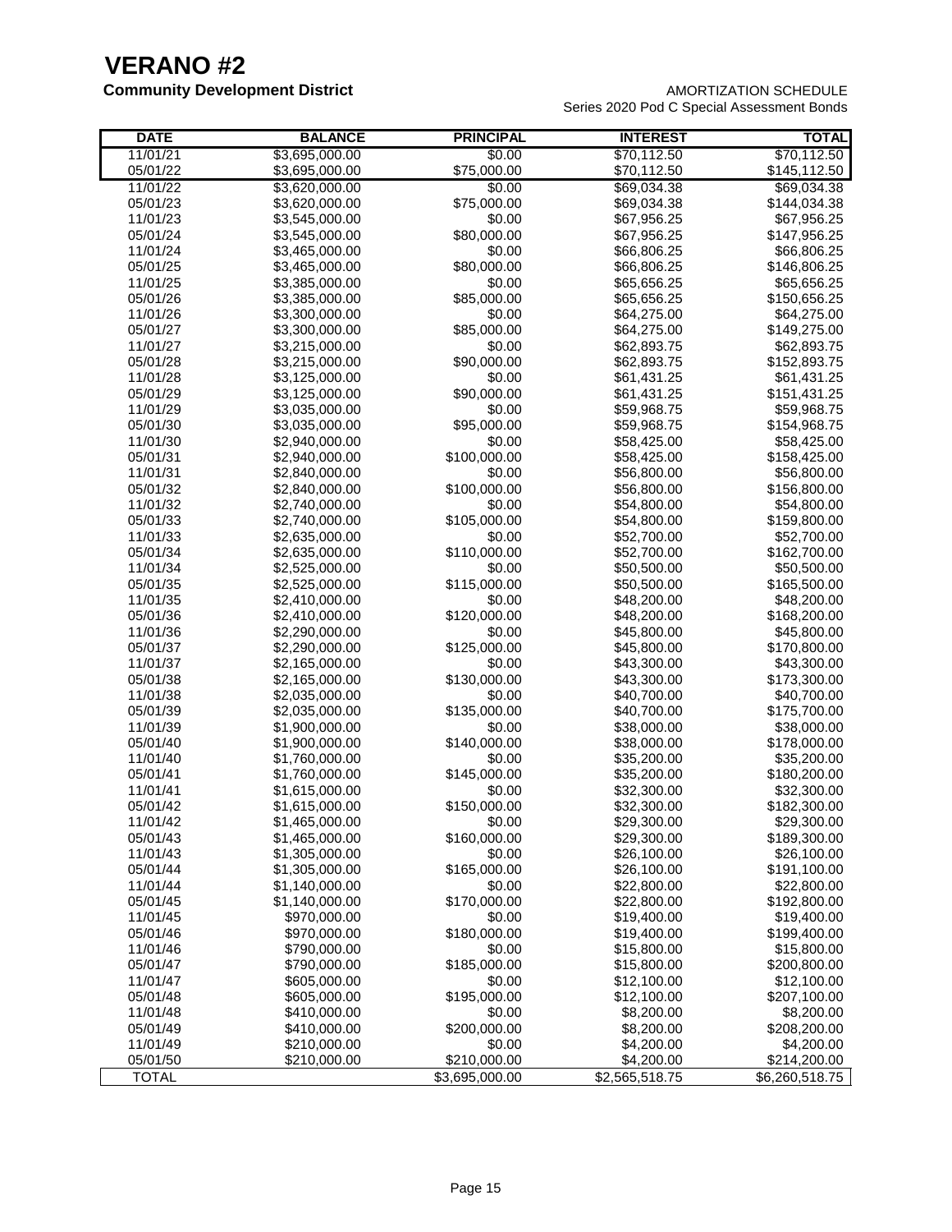# VERANO #2

**Community Development District**

AMORTIZATION SCHEDULE
Series 2020 Pod C Special Assessment Bonds

| DATE | BALANCE | PRINCIPAL | INTEREST | TOTAL |
|---|---|---|---|---|
| 11/01/21 | $3,695,000.00 | $0.00 | $70,112.50 | $70,112.50 |
| 05/01/22 | $3,695,000.00 | $75,000.00 | $70,112.50 | $145,112.50 |
| 11/01/22 | $3,620,000.00 | $0.00 | $69,034.38 | $69,034.38 |
| 05/01/23 | $3,620,000.00 | $75,000.00 | $69,034.38 | $144,034.38 |
| 11/01/23 | $3,545,000.00 | $0.00 | $67,956.25 | $67,956.25 |
| 05/01/24 | $3,545,000.00 | $80,000.00 | $67,956.25 | $147,956.25 |
| 11/01/24 | $3,465,000.00 | $0.00 | $66,806.25 | $66,806.25 |
| 05/01/25 | $3,465,000.00 | $80,000.00 | $66,806.25 | $146,806.25 |
| 11/01/25 | $3,385,000.00 | $0.00 | $65,656.25 | $65,656.25 |
| 05/01/26 | $3,385,000.00 | $85,000.00 | $65,656.25 | $150,656.25 |
| 11/01/26 | $3,300,000.00 | $0.00 | $64,275.00 | $64,275.00 |
| 05/01/27 | $3,300,000.00 | $85,000.00 | $64,275.00 | $149,275.00 |
| 11/01/27 | $3,215,000.00 | $0.00 | $62,893.75 | $62,893.75 |
| 05/01/28 | $3,215,000.00 | $90,000.00 | $62,893.75 | $152,893.75 |
| 11/01/28 | $3,125,000.00 | $0.00 | $61,431.25 | $61,431.25 |
| 05/01/29 | $3,125,000.00 | $90,000.00 | $61,431.25 | $151,431.25 |
| 11/01/29 | $3,035,000.00 | $0.00 | $59,968.75 | $59,968.75 |
| 05/01/30 | $3,035,000.00 | $95,000.00 | $59,968.75 | $154,968.75 |
| 11/01/30 | $2,940,000.00 | $0.00 | $58,425.00 | $58,425.00 |
| 05/01/31 | $2,940,000.00 | $100,000.00 | $58,425.00 | $158,425.00 |
| 11/01/31 | $2,840,000.00 | $0.00 | $56,800.00 | $56,800.00 |
| 05/01/32 | $2,840,000.00 | $100,000.00 | $56,800.00 | $156,800.00 |
| 11/01/32 | $2,740,000.00 | $0.00 | $54,800.00 | $54,800.00 |
| 05/01/33 | $2,740,000.00 | $105,000.00 | $54,800.00 | $159,800.00 |
| 11/01/33 | $2,635,000.00 | $0.00 | $52,700.00 | $52,700.00 |
| 05/01/34 | $2,635,000.00 | $110,000.00 | $52,700.00 | $162,700.00 |
| 11/01/34 | $2,525,000.00 | $0.00 | $50,500.00 | $50,500.00 |
| 05/01/35 | $2,525,000.00 | $115,000.00 | $50,500.00 | $165,500.00 |
| 11/01/35 | $2,410,000.00 | $0.00 | $48,200.00 | $48,200.00 |
| 05/01/36 | $2,410,000.00 | $120,000.00 | $48,200.00 | $168,200.00 |
| 11/01/36 | $2,290,000.00 | $0.00 | $45,800.00 | $45,800.00 |
| 05/01/37 | $2,290,000.00 | $125,000.00 | $45,800.00 | $170,800.00 |
| 11/01/37 | $2,165,000.00 | $0.00 | $43,300.00 | $43,300.00 |
| 05/01/38 | $2,165,000.00 | $130,000.00 | $43,300.00 | $173,300.00 |
| 11/01/38 | $2,035,000.00 | $0.00 | $40,700.00 | $40,700.00 |
| 05/01/39 | $2,035,000.00 | $135,000.00 | $40,700.00 | $175,700.00 |
| 11/01/39 | $1,900,000.00 | $0.00 | $38,000.00 | $38,000.00 |
| 05/01/40 | $1,900,000.00 | $140,000.00 | $38,000.00 | $178,000.00 |
| 11/01/40 | $1,760,000.00 | $0.00 | $35,200.00 | $35,200.00 |
| 05/01/41 | $1,760,000.00 | $145,000.00 | $35,200.00 | $180,200.00 |
| 11/01/41 | $1,615,000.00 | $0.00 | $32,300.00 | $32,300.00 |
| 05/01/42 | $1,615,000.00 | $150,000.00 | $32,300.00 | $182,300.00 |
| 11/01/42 | $1,465,000.00 | $0.00 | $29,300.00 | $29,300.00 |
| 05/01/43 | $1,465,000.00 | $160,000.00 | $29,300.00 | $189,300.00 |
| 11/01/43 | $1,305,000.00 | $0.00 | $26,100.00 | $26,100.00 |
| 05/01/44 | $1,305,000.00 | $165,000.00 | $26,100.00 | $191,100.00 |
| 11/01/44 | $1,140,000.00 | $0.00 | $22,800.00 | $22,800.00 |
| 05/01/45 | $1,140,000.00 | $170,000.00 | $22,800.00 | $192,800.00 |
| 11/01/45 | $970,000.00 | $0.00 | $19,400.00 | $19,400.00 |
| 05/01/46 | $970,000.00 | $180,000.00 | $19,400.00 | $199,400.00 |
| 11/01/46 | $790,000.00 | $0.00 | $15,800.00 | $15,800.00 |
| 05/01/47 | $790,000.00 | $185,000.00 | $15,800.00 | $200,800.00 |
| 11/01/47 | $605,000.00 | $0.00 | $12,100.00 | $12,100.00 |
| 05/01/48 | $605,000.00 | $195,000.00 | $12,100.00 | $207,100.00 |
| 11/01/48 | $410,000.00 | $0.00 | $8,200.00 | $8,200.00 |
| 05/01/49 | $410,000.00 | $200,000.00 | $8,200.00 | $208,200.00 |
| 11/01/49 | $210,000.00 | $0.00 | $4,200.00 | $4,200.00 |
| 05/01/50 | $210,000.00 | $210,000.00 | $4,200.00 | $214,200.00 |
| TOTAL | | $3,695,000.00 | $2,565,518.75 | $6,260,518.75 |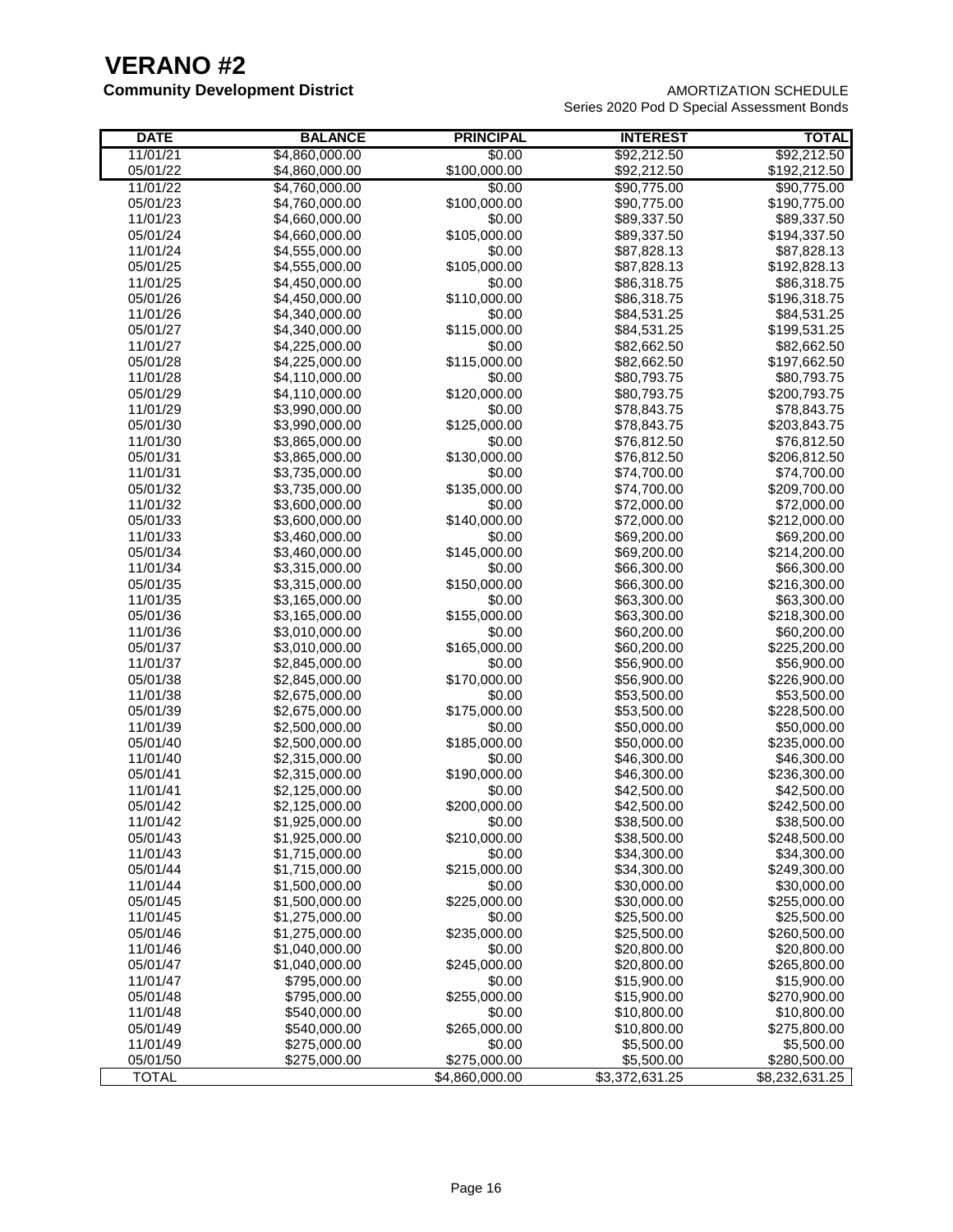# VERANO #2

## Community Development District

AMORTIZATION SCHEDULE
Series 2020 Pod D Special Assessment Bonds

| DATE | BALANCE | PRINCIPAL | INTEREST | TOTAL |
|---|---|---|---|---|
| 11/01/21 | $4,860,000.00 | $0.00 | $92,212.50 | $92,212.50 |
| 05/01/22 | $4,860,000.00 | $100,000.00 | $92,212.50 | $192,212.50 |
| 11/01/22 | $4,760,000.00 | $0.00 | $90,775.00 | $90,775.00 |
| 05/01/23 | $4,760,000.00 | $100,000.00 | $90,775.00 | $190,775.00 |
| 11/01/23 | $4,660,000.00 | $0.00 | $89,337.50 | $89,337.50 |
| 05/01/24 | $4,660,000.00 | $105,000.00 | $89,337.50 | $194,337.50 |
| 11/01/24 | $4,555,000.00 | $0.00 | $87,828.13 | $87,828.13 |
| 05/01/25 | $4,555,000.00 | $105,000.00 | $87,828.13 | $192,828.13 |
| 11/01/25 | $4,450,000.00 | $0.00 | $86,318.75 | $86,318.75 |
| 05/01/26 | $4,450,000.00 | $110,000.00 | $86,318.75 | $196,318.75 |
| 11/01/26 | $4,340,000.00 | $0.00 | $84,531.25 | $84,531.25 |
| 05/01/27 | $4,340,000.00 | $115,000.00 | $84,531.25 | $199,531.25 |
| 11/01/27 | $4,225,000.00 | $0.00 | $82,662.50 | $82,662.50 |
| 05/01/28 | $4,225,000.00 | $115,000.00 | $82,662.50 | $197,662.50 |
| 11/01/28 | $4,110,000.00 | $0.00 | $80,793.75 | $80,793.75 |
| 05/01/29 | $4,110,000.00 | $120,000.00 | $80,793.75 | $200,793.75 |
| 11/01/29 | $3,990,000.00 | $0.00 | $78,843.75 | $78,843.75 |
| 05/01/30 | $3,990,000.00 | $125,000.00 | $78,843.75 | $203,843.75 |
| 11/01/30 | $3,865,000.00 | $0.00 | $76,812.50 | $76,812.50 |
| 05/01/31 | $3,865,000.00 | $130,000.00 | $76,812.50 | $206,812.50 |
| 11/01/31 | $3,735,000.00 | $0.00 | $74,700.00 | $74,700.00 |
| 05/01/32 | $3,735,000.00 | $135,000.00 | $74,700.00 | $209,700.00 |
| 11/01/32 | $3,600,000.00 | $0.00 | $72,000.00 | $72,000.00 |
| 05/01/33 | $3,600,000.00 | $140,000.00 | $72,000.00 | $212,000.00 |
| 11/01/33 | $3,460,000.00 | $0.00 | $69,200.00 | $69,200.00 |
| 05/01/34 | $3,460,000.00 | $145,000.00 | $69,200.00 | $214,200.00 |
| 11/01/34 | $3,315,000.00 | $0.00 | $66,300.00 | $66,300.00 |
| 05/01/35 | $3,315,000.00 | $150,000.00 | $66,300.00 | $216,300.00 |
| 11/01/35 | $3,165,000.00 | $0.00 | $63,300.00 | $63,300.00 |
| 05/01/36 | $3,165,000.00 | $155,000.00 | $63,300.00 | $218,300.00 |
| 11/01/36 | $3,010,000.00 | $0.00 | $60,200.00 | $60,200.00 |
| 05/01/37 | $3,010,000.00 | $165,000.00 | $60,200.00 | $225,200.00 |
| 11/01/37 | $2,845,000.00 | $0.00 | $56,900.00 | $56,900.00 |
| 05/01/38 | $2,845,000.00 | $170,000.00 | $56,900.00 | $226,900.00 |
| 11/01/38 | $2,675,000.00 | $0.00 | $53,500.00 | $53,500.00 |
| 05/01/39 | $2,675,000.00 | $175,000.00 | $53,500.00 | $228,500.00 |
| 11/01/39 | $2,500,000.00 | $0.00 | $50,000.00 | $50,000.00 |
| 05/01/40 | $2,500,000.00 | $185,000.00 | $50,000.00 | $235,000.00 |
| 11/01/40 | $2,315,000.00 | $0.00 | $46,300.00 | $46,300.00 |
| 05/01/41 | $2,315,000.00 | $190,000.00 | $46,300.00 | $236,300.00 |
| 11/01/41 | $2,125,000.00 | $0.00 | $42,500.00 | $42,500.00 |
| 05/01/42 | $2,125,000.00 | $200,000.00 | $42,500.00 | $242,500.00 |
| 11/01/42 | $1,925,000.00 | $0.00 | $38,500.00 | $38,500.00 |
| 05/01/43 | $1,925,000.00 | $210,000.00 | $38,500.00 | $248,500.00 |
| 11/01/43 | $1,715,000.00 | $0.00 | $34,300.00 | $34,300.00 |
| 05/01/44 | $1,715,000.00 | $215,000.00 | $34,300.00 | $249,300.00 |
| 11/01/44 | $1,500,000.00 | $0.00 | $30,000.00 | $30,000.00 |
| 05/01/45 | $1,500,000.00 | $225,000.00 | $30,000.00 | $255,000.00 |
| 11/01/45 | $1,275,000.00 | $0.00 | $25,500.00 | $25,500.00 |
| 05/01/46 | $1,275,000.00 | $235,000.00 | $25,500.00 | $260,500.00 |
| 11/01/46 | $1,040,000.00 | $0.00 | $20,800.00 | $20,800.00 |
| 05/01/47 | $1,040,000.00 | $245,000.00 | $20,800.00 | $265,800.00 |
| 11/01/47 | $795,000.00 | $0.00 | $15,900.00 | $15,900.00 |
| 05/01/48 | $795,000.00 | $255,000.00 | $15,900.00 | $270,900.00 |
| 11/01/48 | $540,000.00 | $0.00 | $10,800.00 | $10,800.00 |
| 05/01/49 | $540,000.00 | $265,000.00 | $10,800.00 | $275,800.00 |
| 11/01/49 | $275,000.00 | $0.00 | $5,500.00 | $5,500.00 |
| 05/01/50 | $275,000.00 | $275,000.00 | $5,500.00 | $280,500.00 |
| TOTAL | | $4,860,000.00 | $3,372,631.25 | $8,232,631.25 |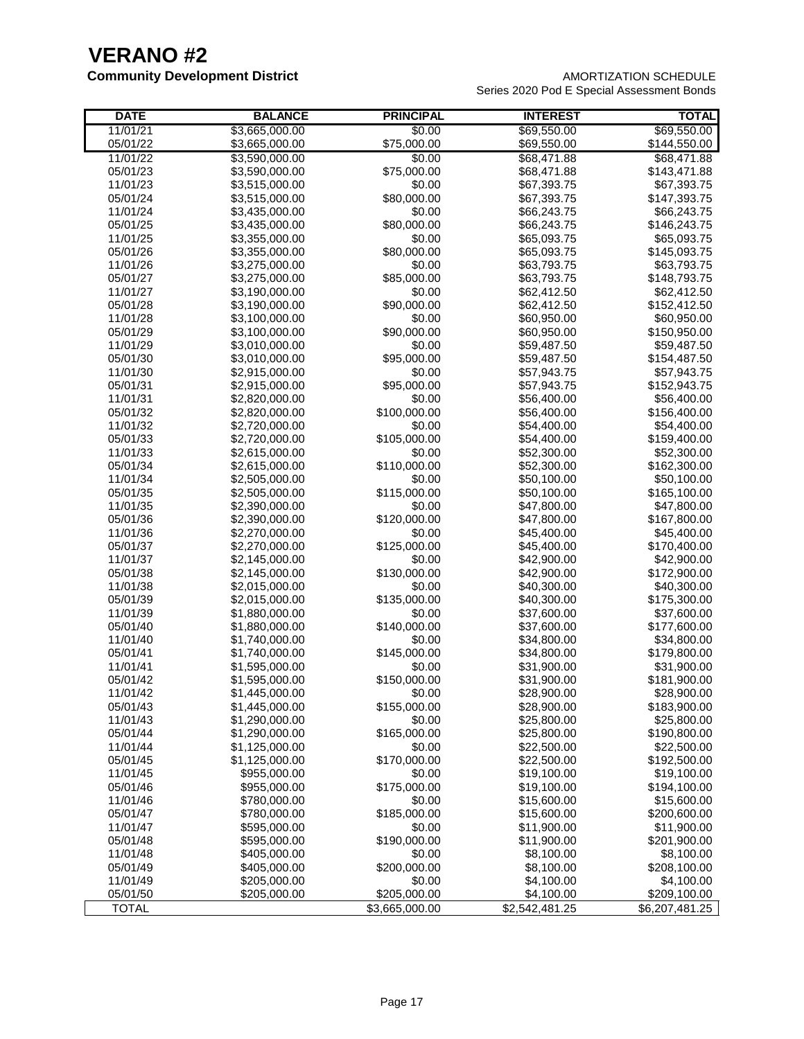# VERANO #2

**Community Development District**

AMORTIZATION SCHEDULE
Series 2020 Pod E Special Assessment Bonds

| DATE | BALANCE | PRINCIPAL | INTEREST | TOTAL |
|---|---|---|---|---|
| 11/01/21 | $3,665,000.00 | $0.00 | $69,550.00 | $69,550.00 |
| 05/01/22 | $3,665,000.00 | $75,000.00 | $69,550.00 | $144,550.00 |
| 11/01/22 | $3,590,000.00 | $0.00 | $68,471.88 | $68,471.88 |
| 05/01/23 | $3,590,000.00 | $75,000.00 | $68,471.88 | $143,471.88 |
| 11/01/23 | $3,515,000.00 | $0.00 | $67,393.75 | $67,393.75 |
| 05/01/24 | $3,515,000.00 | $80,000.00 | $67,393.75 | $147,393.75 |
| 11/01/24 | $3,435,000.00 | $0.00 | $66,243.75 | $66,243.75 |
| 05/01/25 | $3,435,000.00 | $80,000.00 | $66,243.75 | $146,243.75 |
| 11/01/25 | $3,355,000.00 | $0.00 | $65,093.75 | $65,093.75 |
| 05/01/26 | $3,355,000.00 | $80,000.00 | $65,093.75 | $145,093.75 |
| 11/01/26 | $3,275,000.00 | $0.00 | $63,793.75 | $63,793.75 |
| 05/01/27 | $3,275,000.00 | $85,000.00 | $63,793.75 | $148,793.75 |
| 11/01/27 | $3,190,000.00 | $0.00 | $62,412.50 | $62,412.50 |
| 05/01/28 | $3,190,000.00 | $90,000.00 | $62,412.50 | $152,412.50 |
| 11/01/28 | $3,100,000.00 | $0.00 | $60,950.00 | $60,950.00 |
| 05/01/29 | $3,100,000.00 | $90,000.00 | $60,950.00 | $150,950.00 |
| 11/01/29 | $3,010,000.00 | $0.00 | $59,487.50 | $59,487.50 |
| 05/01/30 | $3,010,000.00 | $95,000.00 | $59,487.50 | $154,487.50 |
| 11/01/30 | $2,915,000.00 | $0.00 | $57,943.75 | $57,943.75 |
| 05/01/31 | $2,915,000.00 | $95,000.00 | $57,943.75 | $152,943.75 |
| 11/01/31 | $2,820,000.00 | $0.00 | $56,400.00 | $56,400.00 |
| 05/01/32 | $2,820,000.00 | $100,000.00 | $56,400.00 | $156,400.00 |
| 11/01/32 | $2,720,000.00 | $0.00 | $54,400.00 | $54,400.00 |
| 05/01/33 | $2,720,000.00 | $105,000.00 | $54,400.00 | $159,400.00 |
| 11/01/33 | $2,615,000.00 | $0.00 | $52,300.00 | $52,300.00 |
| 05/01/34 | $2,615,000.00 | $110,000.00 | $52,300.00 | $162,300.00 |
| 11/01/34 | $2,505,000.00 | $0.00 | $50,100.00 | $50,100.00 |
| 05/01/35 | $2,505,000.00 | $115,000.00 | $50,100.00 | $165,100.00 |
| 11/01/35 | $2,390,000.00 | $0.00 | $47,800.00 | $47,800.00 |
| 05/01/36 | $2,390,000.00 | $120,000.00 | $47,800.00 | $167,800.00 |
| 11/01/36 | $2,270,000.00 | $0.00 | $45,400.00 | $45,400.00 |
| 05/01/37 | $2,270,000.00 | $125,000.00 | $45,400.00 | $170,400.00 |
| 11/01/37 | $2,145,000.00 | $0.00 | $42,900.00 | $42,900.00 |
| 05/01/38 | $2,145,000.00 | $130,000.00 | $42,900.00 | $172,900.00 |
| 11/01/38 | $2,015,000.00 | $0.00 | $40,300.00 | $40,300.00 |
| 05/01/39 | $2,015,000.00 | $135,000.00 | $40,300.00 | $175,300.00 |
| 11/01/39 | $1,880,000.00 | $0.00 | $37,600.00 | $37,600.00 |
| 05/01/40 | $1,880,000.00 | $140,000.00 | $37,600.00 | $177,600.00 |
| 11/01/40 | $1,740,000.00 | $0.00 | $34,800.00 | $34,800.00 |
| 05/01/41 | $1,740,000.00 | $145,000.00 | $34,800.00 | $179,800.00 |
| 11/01/41 | $1,595,000.00 | $0.00 | $31,900.00 | $31,900.00 |
| 05/01/42 | $1,595,000.00 | $150,000.00 | $31,900.00 | $181,900.00 |
| 11/01/42 | $1,445,000.00 | $0.00 | $28,900.00 | $28,900.00 |
| 05/01/43 | $1,445,000.00 | $155,000.00 | $28,900.00 | $183,900.00 |
| 11/01/43 | $1,290,000.00 | $0.00 | $25,800.00 | $25,800.00 |
| 05/01/44 | $1,290,000.00 | $165,000.00 | $25,800.00 | $190,800.00 |
| 11/01/44 | $1,125,000.00 | $0.00 | $22,500.00 | $22,500.00 |
| 05/01/45 | $1,125,000.00 | $170,000.00 | $22,500.00 | $192,500.00 |
| 11/01/45 | $955,000.00 | $0.00 | $19,100.00 | $19,100.00 |
| 05/01/46 | $955,000.00 | $175,000.00 | $19,100.00 | $194,100.00 |
| 11/01/46 | $780,000.00 | $0.00 | $15,600.00 | $15,600.00 |
| 05/01/47 | $780,000.00 | $185,000.00 | $15,600.00 | $200,600.00 |
| 11/01/47 | $595,000.00 | $0.00 | $11,900.00 | $11,900.00 |
| 05/01/48 | $595,000.00 | $190,000.00 | $11,900.00 | $201,900.00 |
| 11/01/48 | $405,000.00 | $0.00 | $8,100.00 | $8,100.00 |
| 05/01/49 | $405,000.00 | $200,000.00 | $8,100.00 | $208,100.00 |
| 11/01/49 | $205,000.00 | $0.00 | $4,100.00 | $4,100.00 |
| 05/01/50 | $205,000.00 | $205,000.00 | $4,100.00 | $209,100.00 |
| TOTAL | | $3,665,000.00 | $2,542,481.25 | $6,207,481.25 |